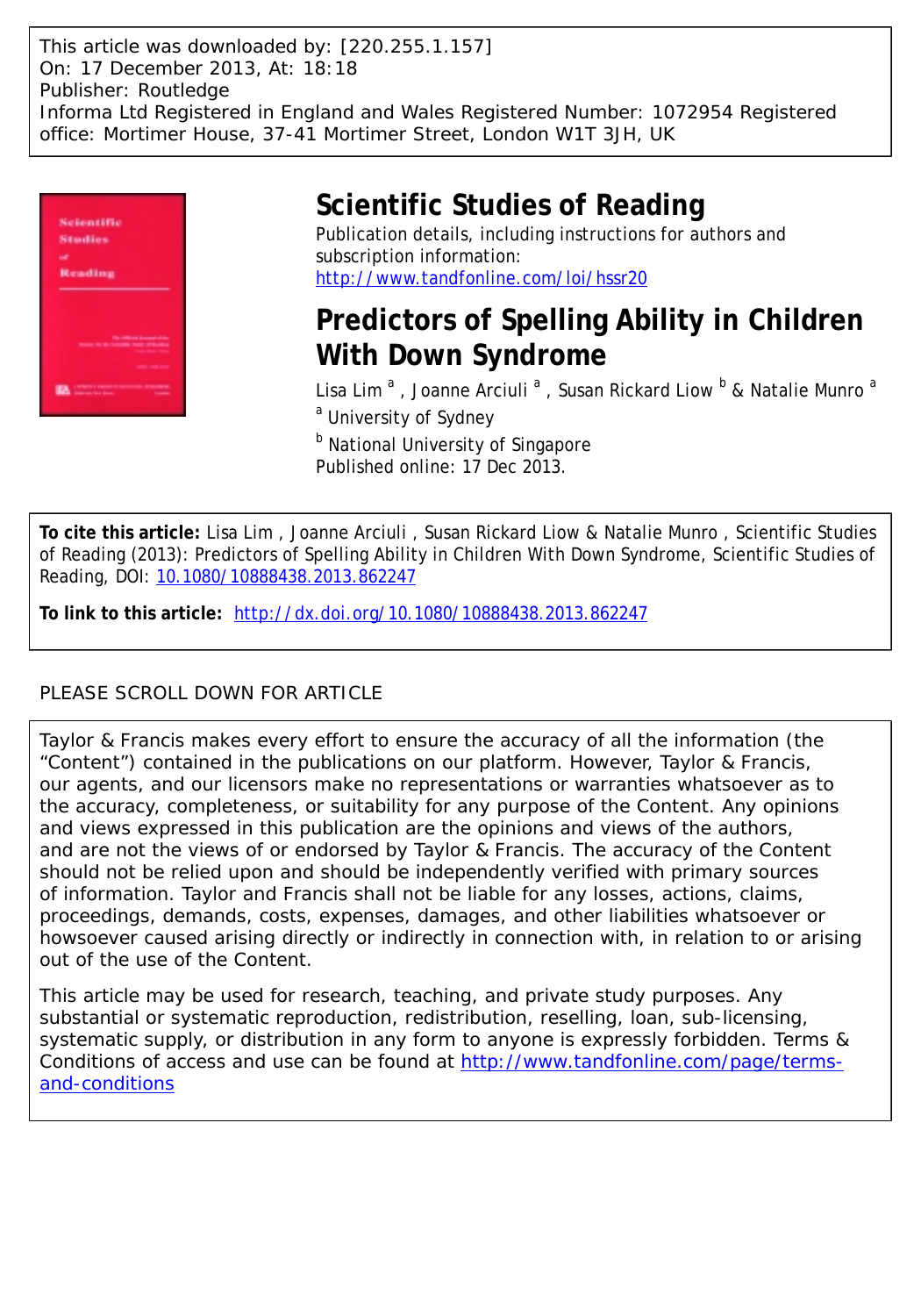This article was downloaded by: [220.255.1.157]
On: 17 December 2013, At: 18:18
Publisher: Routledge
Informa Ltd Registered in England and Wales Registered Number: 1072954 Registered office: Mortimer House, 37-41 Mortimer Street, London W1T 3JH, UK

# Scientific Studies of Reading

Publication details, including instructions for authors and subscription information:
http://www.tandfonline.com/loi/hssr20

# Predictors of Spelling Ability in Children With Down Syndrome

Lisa Lim [a] , Joanne Arciuli [a] , Susan Rickard Liow [b] & Natalie Munro [a]

[a] University of Sydney

[b] National University of Singapore

Published online: 17 Dec 2013.

**To cite this article:** Lisa Lim , Joanne Arciuli , Susan Rickard Liow & Natalie Munro , Scientific Studies of Reading (2013): Predictors of Spelling Ability in Children With Down Syndrome, Scientific Studies of Reading, DOI: 10.1080/10888438.2013.862247

**To link to this article:** http://dx.doi.org/10.1080/10888438.2013.862247

PLEASE SCROLL DOWN FOR ARTICLE

Taylor & Francis makes every effort to ensure the accuracy of all the information (the "Content") contained in the publications on our platform. However, Taylor & Francis, our agents, and our licensors make no representations or warranties whatsoever as to the accuracy, completeness, or suitability for any purpose of the Content. Any opinions and views expressed in this publication are the opinions and views of the authors, and are not the views of or endorsed by Taylor & Francis. The accuracy of the Content should not be relied upon and should be independently verified with primary sources of information. Taylor and Francis shall not be liable for any losses, actions, claims, proceedings, demands, costs, expenses, damages, and other liabilities whatsoever or howsoever caused arising directly or indirectly in connection with, in relation to or arising out of the use of the Content.

This article may be used for research, teaching, and private study purposes. Any substantial or systematic reproduction, redistribution, reselling, loan, sub-licensing, systematic supply, or distribution in any form to anyone is expressly forbidden. Terms & Conditions of access and use can be found at http://www.tandfonline.com/page/terms-and-conditions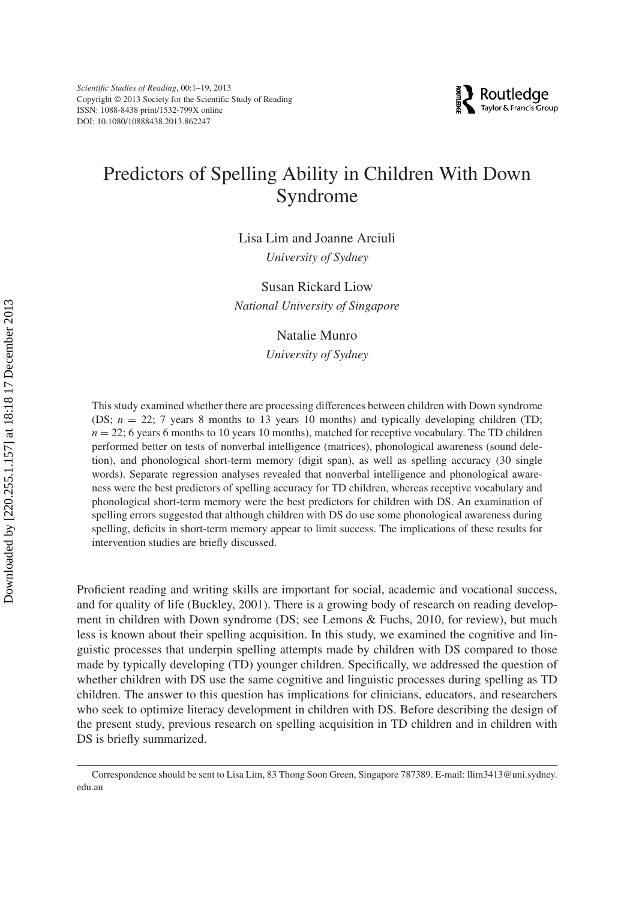# Predictors of Spelling Ability in Children With Down Syndrome

Lisa Lim and Joanne Arciuli
*University of Sydney*

Susan Rickard Liow
*National University of Singapore*

Natalie Munro
*University of Sydney*

This study examined whether there are processing differences between children with Down syndrome (DS; $n = 22$; 7 years 8 months to 13 years 10 months) and typically developing children (TD; $n = 22$; 6 years 6 months to 10 years 10 months), matched for receptive vocabulary. The TD children performed better on tests of nonverbal intelligence (matrices), phonological awareness (sound deletion), and phonological short-term memory (digit span), as well as spelling accuracy (30 single words). Separate regression analyses revealed that nonverbal intelligence and phonological awareness were the best predictors of spelling accuracy for TD children, whereas receptive vocabulary and phonological short-term memory were the best predictors for children with DS. An examination of spelling errors suggested that although children with DS do use some phonological awareness during spelling, deficits in short-term memory appear to limit success. The implications of these results for intervention studies are briefly discussed.

Proficient reading and writing skills are important for social, academic and vocational success, and for quality of life (Buckley, 2001). There is a growing body of research on reading development in children with Down syndrome (DS; see Lemons & Fuchs, 2010, for review), but much less is known about their spelling acquisition. In this study, we examined the cognitive and linguistic processes that underpin spelling attempts made by children with DS compared to those made by typically developing (TD) younger children. Specifically, we addressed the question of whether children with DS use the same cognitive and linguistic processes during spelling as TD children. The answer to this question has implications for clinicians, educators, and researchers who seek to optimize literacy development in children with DS. Before describing the design of the present study, previous research on spelling acquisition in TD children and in children with DS is briefly summarized.

Correspondence should be sent to Lisa Lim, 83 Thong Soon Green, Singapore 787389. E-mail: llim3413@uni.sydney.edu.au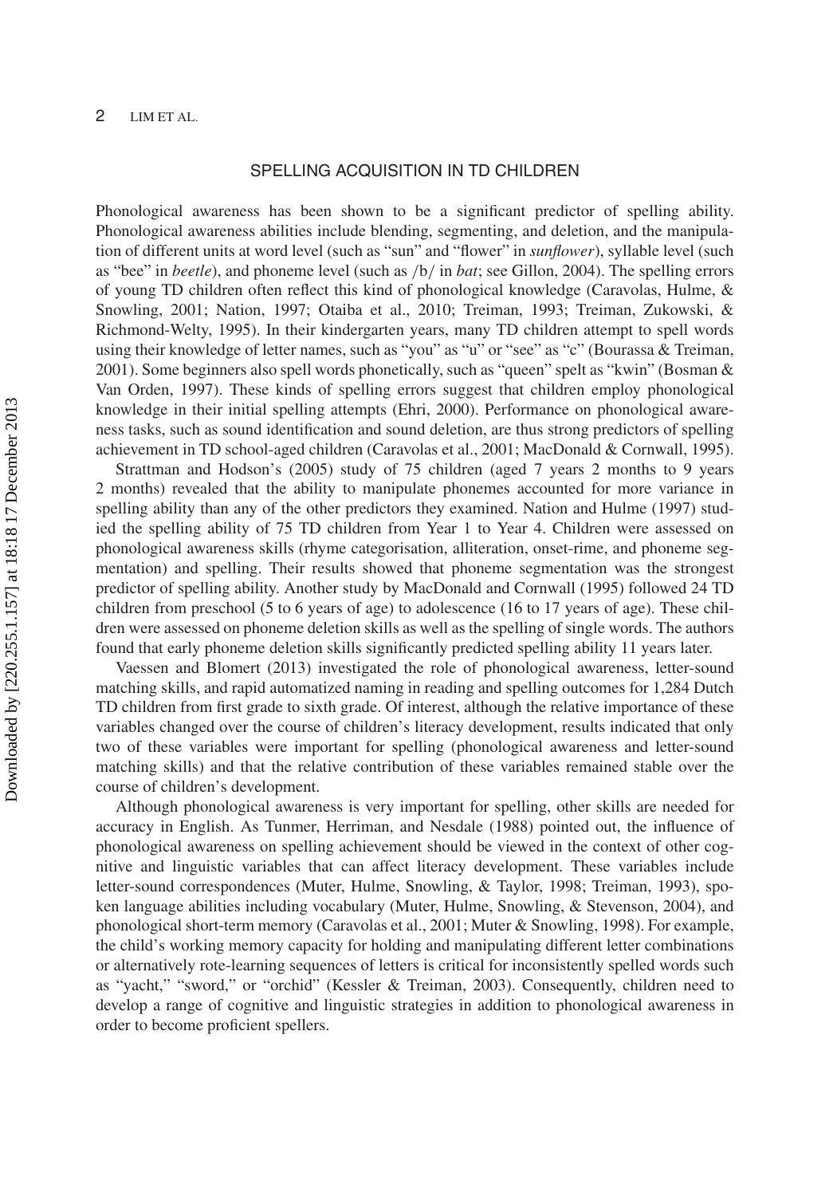## SPELLING ACQUISITION IN TD CHILDREN

Phonological awareness has been shown to be a significant predictor of spelling ability. Phonological awareness abilities include blending, segmenting, and deletion, and the manipulation of different units at word level (such as "sun" and "flower" in *sunflower*), syllable level (such as "bee" in *beetle*), and phoneme level (such as /b/ in *bat*; see Gillon, 2004). The spelling errors of young TD children often reflect this kind of phonological knowledge (Caravolas, Hulme, & Snowling, 2001; Nation, 1997; Otaiba et al., 2010; Treiman, 1993; Treiman, Zukowski, & Richmond-Welty, 1995). In their kindergarten years, many TD children attempt to spell words using their knowledge of letter names, such as "you" as "u" or "see" as "c" (Bourassa & Treiman, 2001). Some beginners also spell words phonetically, such as "queen" spelt as "kwin" (Bosman & Van Orden, 1997). These kinds of spelling errors suggest that children employ phonological knowledge in their initial spelling attempts (Ehri, 2000). Performance on phonological awareness tasks, such as sound identification and sound deletion, are thus strong predictors of spelling achievement in TD school-aged children (Caravolas et al., 2001; MacDonald & Cornwall, 1995).

Strattman and Hodson's (2005) study of 75 children (aged 7 years 2 months to 9 years 2 months) revealed that the ability to manipulate phonemes accounted for more variance in spelling ability than any of the other predictors they examined. Nation and Hulme (1997) studied the spelling ability of 75 TD children from Year 1 to Year 4. Children were assessed on phonological awareness skills (rhyme categorisation, alliteration, onset-rime, and phoneme segmentation) and spelling. Their results showed that phoneme segmentation was the strongest predictor of spelling ability. Another study by MacDonald and Cornwall (1995) followed 24 TD children from preschool (5 to 6 years of age) to adolescence (16 to 17 years of age). These children were assessed on phoneme deletion skills as well as the spelling of single words. The authors found that early phoneme deletion skills significantly predicted spelling ability 11 years later.

Vaessen and Blomert (2013) investigated the role of phonological awareness, letter-sound matching skills, and rapid automatized naming in reading and spelling outcomes for 1,284 Dutch TD children from first grade to sixth grade. Of interest, although the relative importance of these variables changed over the course of children's literacy development, results indicated that only two of these variables were important for spelling (phonological awareness and letter-sound matching skills) and that the relative contribution of these variables remained stable over the course of children's development.

Although phonological awareness is very important for spelling, other skills are needed for accuracy in English. As Tunmer, Herriman, and Nesdale (1988) pointed out, the influence of phonological awareness on spelling achievement should be viewed in the context of other cognitive and linguistic variables that can affect literacy development. These variables include letter-sound correspondences (Muter, Hulme, Snowling, & Taylor, 1998; Treiman, 1993), spoken language abilities including vocabulary (Muter, Hulme, Snowling, & Stevenson, 2004), and phonological short-term memory (Caravolas et al., 2001; Muter & Snowling, 1998). For example, the child's working memory capacity for holding and manipulating different letter combinations or alternatively rote-learning sequences of letters is critical for inconsistently spelled words such as "yacht," "sword," or "orchid" (Kessler & Treiman, 2003). Consequently, children need to develop a range of cognitive and linguistic strategies in addition to phonological awareness in order to become proficient spellers.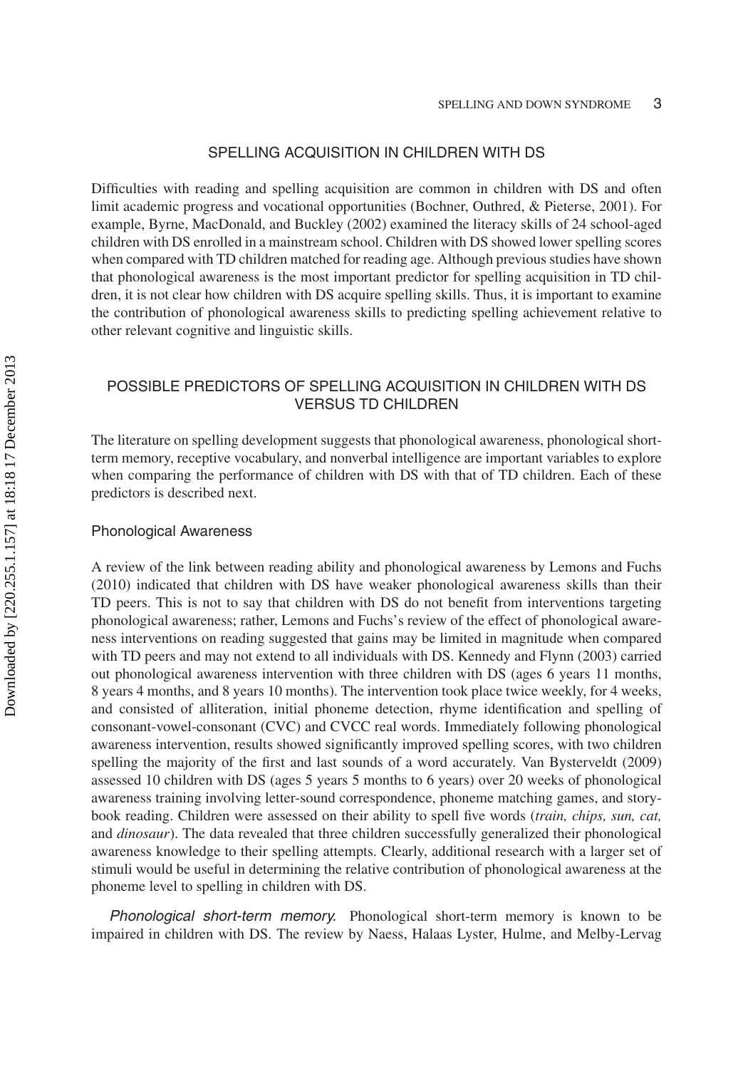## SPELLING ACQUISITION IN CHILDREN WITH DS

Difficulties with reading and spelling acquisition are common in children with DS and often limit academic progress and vocational opportunities (Bochner, Outhred, & Pieterse, 2001). For example, Byrne, MacDonald, and Buckley (2002) examined the literacy skills of 24 school-aged children with DS enrolled in a mainstream school. Children with DS showed lower spelling scores when compared with TD children matched for reading age. Although previous studies have shown that phonological awareness is the most important predictor for spelling acquisition in TD children, it is not clear how children with DS acquire spelling skills. Thus, it is important to examine the contribution of phonological awareness skills to predicting spelling achievement relative to other relevant cognitive and linguistic skills.

## POSSIBLE PREDICTORS OF SPELLING ACQUISITION IN CHILDREN WITH DS VERSUS TD CHILDREN

The literature on spelling development suggests that phonological awareness, phonological short-term memory, receptive vocabulary, and nonverbal intelligence are important variables to explore when comparing the performance of children with DS with that of TD children. Each of these predictors is described next.

### Phonological Awareness

A review of the link between reading ability and phonological awareness by Lemons and Fuchs (2010) indicated that children with DS have weaker phonological awareness skills than their TD peers. This is not to say that children with DS do not benefit from interventions targeting phonological awareness; rather, Lemons and Fuchs's review of the effect of phonological awareness interventions on reading suggested that gains may be limited in magnitude when compared with TD peers and may not extend to all individuals with DS. Kennedy and Flynn (2003) carried out phonological awareness intervention with three children with DS (ages 6 years 11 months, 8 years 4 months, and 8 years 10 months). The intervention took place twice weekly, for 4 weeks, and consisted of alliteration, initial phoneme detection, rhyme identification and spelling of consonant-vowel-consonant (CVC) and CVCC real words. Immediately following phonological awareness intervention, results showed significantly improved spelling scores, with two children spelling the majority of the first and last sounds of a word accurately. Van Bysterveldt (2009) assessed 10 children with DS (ages 5 years 5 months to 6 years) over 20 weeks of phonological awareness training involving letter-sound correspondence, phoneme matching games, and storybook reading. Children were assessed on their ability to spell five words (*train, chips, sun, cat,* and *dinosaur*). The data revealed that three children successfully generalized their phonological awareness knowledge to their spelling attempts. Clearly, additional research with a larger set of stimuli would be useful in determining the relative contribution of phonological awareness at the phoneme level to spelling in children with DS.

*Phonological short-term memory.* Phonological short-term memory is known to be impaired in children with DS. The review by Naess, Halaas Lyster, Hulme, and Melby-Lervag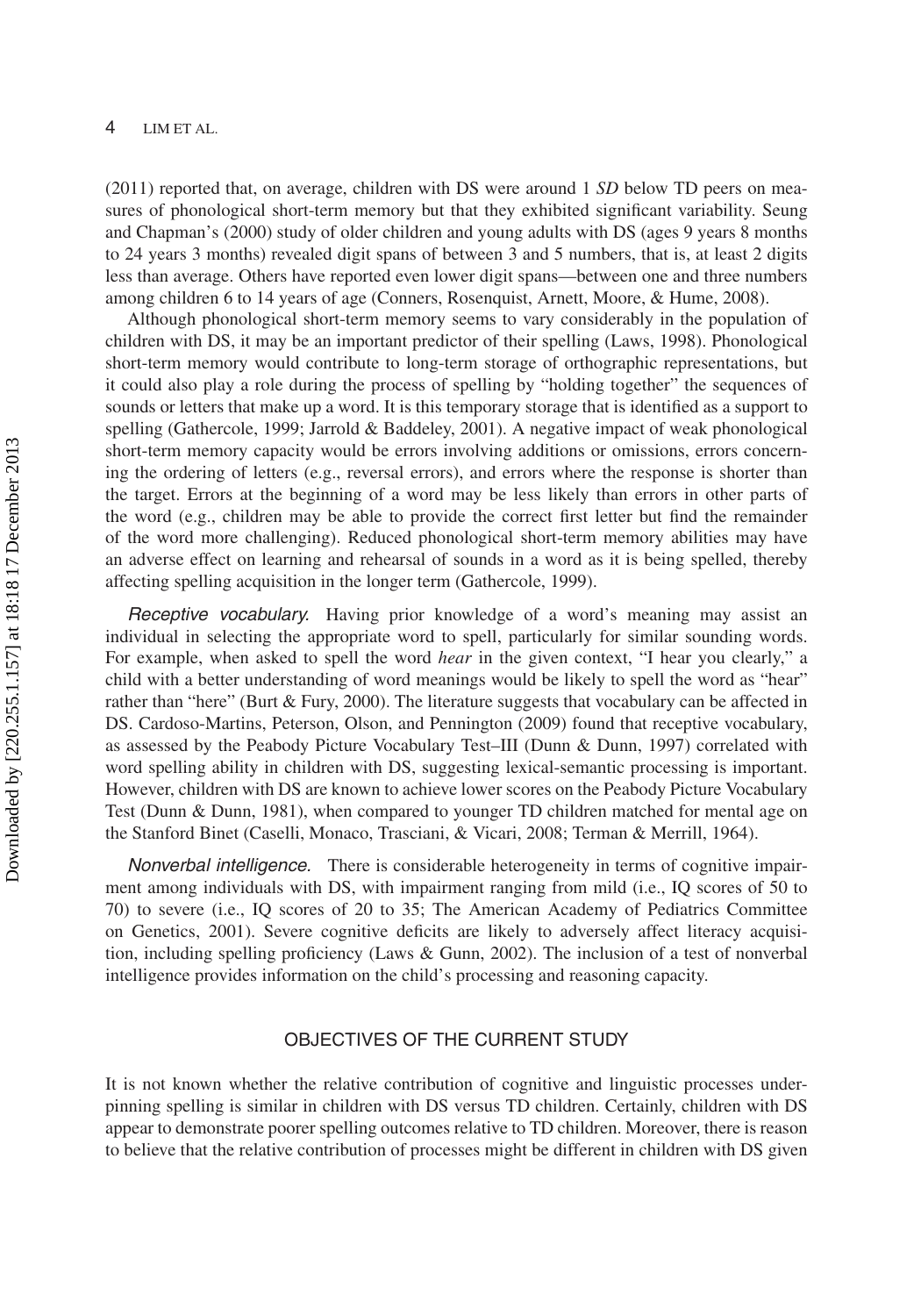(2011) reported that, on average, children with DS were around 1 *SD* below TD peers on measures of phonological short-term memory but that they exhibited significant variability. Seung and Chapman's (2000) study of older children and young adults with DS (ages 9 years 8 months to 24 years 3 months) revealed digit spans of between 3 and 5 numbers, that is, at least 2 digits less than average. Others have reported even lower digit spans—between one and three numbers among children 6 to 14 years of age (Conners, Rosenquist, Arnett, Moore, & Hume, 2008).

Although phonological short-term memory seems to vary considerably in the population of children with DS, it may be an important predictor of their spelling (Laws, 1998). Phonological short-term memory would contribute to long-term storage of orthographic representations, but it could also play a role during the process of spelling by "holding together" the sequences of sounds or letters that make up a word. It is this temporary storage that is identified as a support to spelling (Gathercole, 1999; Jarrold & Baddeley, 2001). A negative impact of weak phonological short-term memory capacity would be errors involving additions or omissions, errors concerning the ordering of letters (e.g., reversal errors), and errors where the response is shorter than the target. Errors at the beginning of a word may be less likely than errors in other parts of the word (e.g., children may be able to provide the correct first letter but find the remainder of the word more challenging). Reduced phonological short-term memory abilities may have an adverse effect on learning and rehearsal of sounds in a word as it is being spelled, thereby affecting spelling acquisition in the longer term (Gathercole, 1999).

*Receptive vocabulary.* Having prior knowledge of a word's meaning may assist an individual in selecting the appropriate word to spell, particularly for similar sounding words. For example, when asked to spell the word *hear* in the given context, "I hear you clearly," a child with a better understanding of word meanings would be likely to spell the word as "hear" rather than "here" (Burt & Fury, 2000). The literature suggests that vocabulary can be affected in DS. Cardoso-Martins, Peterson, Olson, and Pennington (2009) found that receptive vocabulary, as assessed by the Peabody Picture Vocabulary Test–III (Dunn & Dunn, 1997) correlated with word spelling ability in children with DS, suggesting lexical-semantic processing is important. However, children with DS are known to achieve lower scores on the Peabody Picture Vocabulary Test (Dunn & Dunn, 1981), when compared to younger TD children matched for mental age on the Stanford Binet (Caselli, Monaco, Trasciani, & Vicari, 2008; Terman & Merrill, 1964).

*Nonverbal intelligence.* There is considerable heterogeneity in terms of cognitive impairment among individuals with DS, with impairment ranging from mild (i.e., IQ scores of 50 to 70) to severe (i.e., IQ scores of 20 to 35; The American Academy of Pediatrics Committee on Genetics, 2001). Severe cognitive deficits are likely to adversely affect literacy acquisition, including spelling proficiency (Laws & Gunn, 2002). The inclusion of a test of nonverbal intelligence provides information on the child's processing and reasoning capacity.

## OBJECTIVES OF THE CURRENT STUDY

It is not known whether the relative contribution of cognitive and linguistic processes underpinning spelling is similar in children with DS versus TD children. Certainly, children with DS appear to demonstrate poorer spelling outcomes relative to TD children. Moreover, there is reason to believe that the relative contribution of processes might be different in children with DS given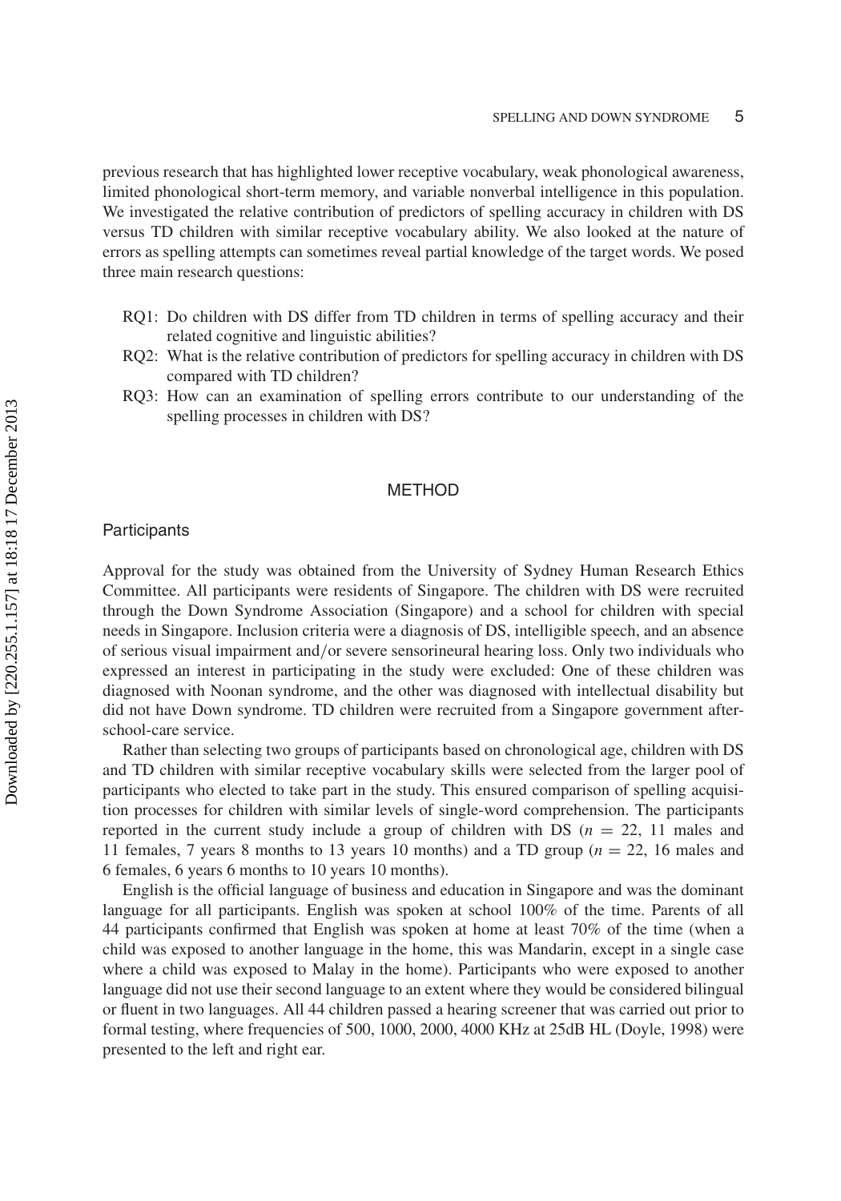previous research that has highlighted lower receptive vocabulary, weak phonological awareness, limited phonological short-term memory, and variable nonverbal intelligence in this population. We investigated the relative contribution of predictors of spelling accuracy in children with DS versus TD children with similar receptive vocabulary ability. We also looked at the nature of errors as spelling attempts can sometimes reveal partial knowledge of the target words. We posed three main research questions:

- RQ1: Do children with DS differ from TD children in terms of spelling accuracy and their related cognitive and linguistic abilities?
- RQ2: What is the relative contribution of predictors for spelling accuracy in children with DS compared with TD children?
- RQ3: How can an examination of spelling errors contribute to our understanding of the spelling processes in children with DS?

## METHOD

### Participants

Approval for the study was obtained from the University of Sydney Human Research Ethics Committee. All participants were residents of Singapore. The children with DS were recruited through the Down Syndrome Association (Singapore) and a school for children with special needs in Singapore. Inclusion criteria were a diagnosis of DS, intelligible speech, and an absence of serious visual impairment and/or severe sensorineural hearing loss. Only two individuals who expressed an interest in participating in the study were excluded: One of these children was diagnosed with Noonan syndrome, and the other was diagnosed with intellectual disability but did not have Down syndrome. TD children were recruited from a Singapore government after-school-care service.

Rather than selecting two groups of participants based on chronological age, children with DS and TD children with similar receptive vocabulary skills were selected from the larger pool of participants who elected to take part in the study. This ensured comparison of spelling acquisition processes for children with similar levels of single-word comprehension. The participants reported in the current study include a group of children with DS ($n = 22$, 11 males and 11 females, 7 years 8 months to 13 years 10 months) and a TD group ($n = 22$, 16 males and 6 females, 6 years 6 months to 10 years 10 months).

English is the official language of business and education in Singapore and was the dominant language for all participants. English was spoken at school 100% of the time. Parents of all 44 participants confirmed that English was spoken at home at least 70% of the time (when a child was exposed to another language in the home, this was Mandarin, except in a single case where a child was exposed to Malay in the home). Participants who were exposed to another language did not use their second language to an extent where they would be considered bilingual or fluent in two languages. All 44 children passed a hearing screener that was carried out prior to formal testing, where frequencies of 500, 1000, 2000, 4000 KHz at 25dB HL (Doyle, 1998) were presented to the left and right ear.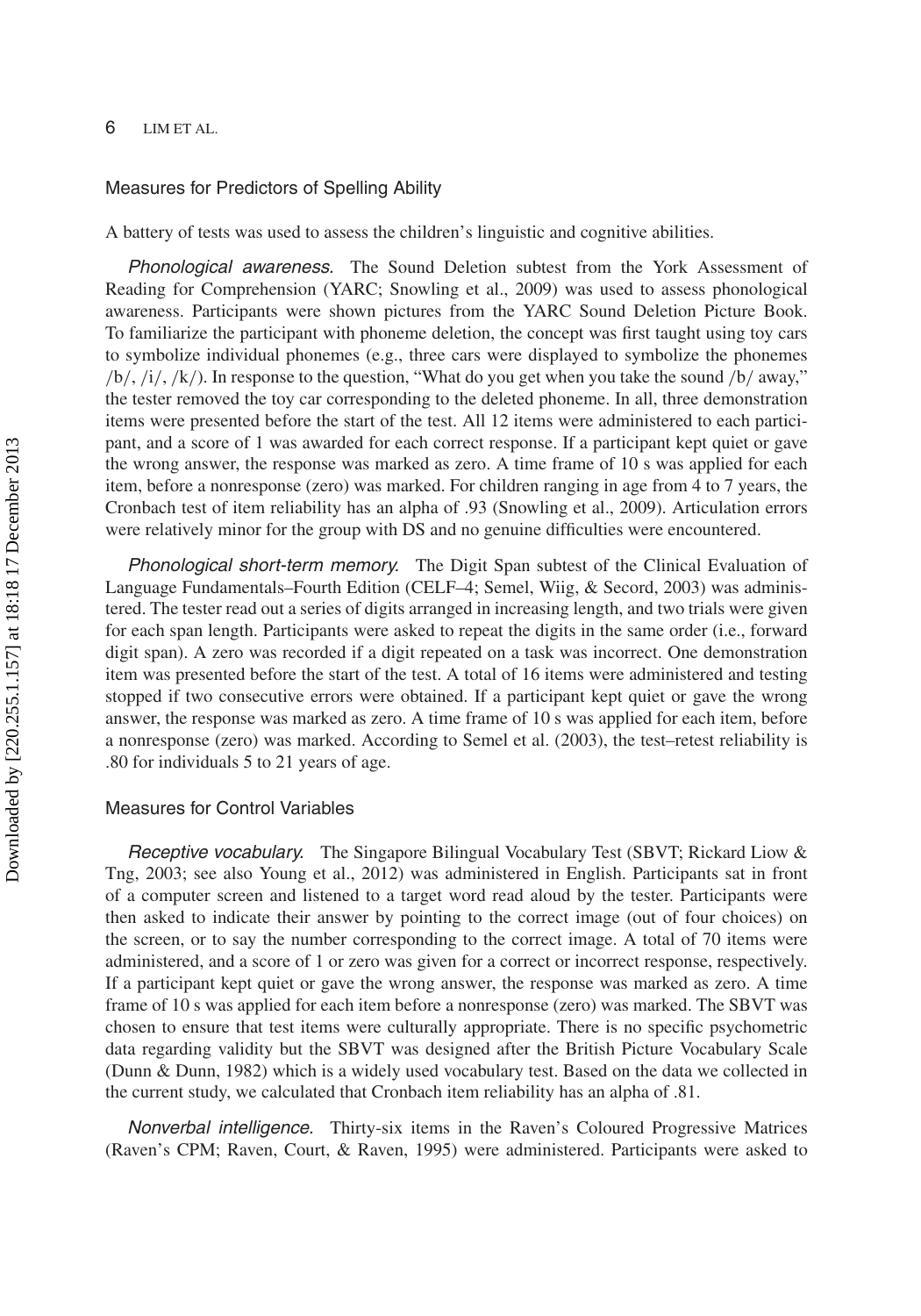## Measures for Predictors of Spelling Ability

A battery of tests was used to assess the children's linguistic and cognitive abilities.

*Phonological awareness.* The Sound Deletion subtest from the York Assessment of Reading for Comprehension (YARC; Snowling et al., 2009) was used to assess phonological awareness. Participants were shown pictures from the YARC Sound Deletion Picture Book. To familiarize the participant with phoneme deletion, the concept was first taught using toy cars to symbolize individual phonemes (e.g., three cars were displayed to symbolize the phonemes /b/, /i/, /k/). In response to the question, "What do you get when you take the sound /b/ away," the tester removed the toy car corresponding to the deleted phoneme. In all, three demonstration items were presented before the start of the test. All 12 items were administered to each participant, and a score of 1 was awarded for each correct response. If a participant kept quiet or gave the wrong answer, the response was marked as zero. A time frame of 10 s was applied for each item, before a nonresponse (zero) was marked. For children ranging in age from 4 to 7 years, the Cronbach test of item reliability has an alpha of .93 (Snowling et al., 2009). Articulation errors were relatively minor for the group with DS and no genuine difficulties were encountered.

*Phonological short-term memory.* The Digit Span subtest of the Clinical Evaluation of Language Fundamentals–Fourth Edition (CELF–4; Semel, Wiig, & Secord, 2003) was administered. The tester read out a series of digits arranged in increasing length, and two trials were given for each span length. Participants were asked to repeat the digits in the same order (i.e., forward digit span). A zero was recorded if a digit repeated on a task was incorrect. One demonstration item was presented before the start of the test. A total of 16 items were administered and testing stopped if two consecutive errors were obtained. If a participant kept quiet or gave the wrong answer, the response was marked as zero. A time frame of 10 s was applied for each item, before a nonresponse (zero) was marked. According to Semel et al. (2003), the test–retest reliability is .80 for individuals 5 to 21 years of age.

## Measures for Control Variables

*Receptive vocabulary.* The Singapore Bilingual Vocabulary Test (SBVT; Rickard Liow & Tng, 2003; see also Young et al., 2012) was administered in English. Participants sat in front of a computer screen and listened to a target word read aloud by the tester. Participants were then asked to indicate their answer by pointing to the correct image (out of four choices) on the screen, or to say the number corresponding to the correct image. A total of 70 items were administered, and a score of 1 or zero was given for a correct or incorrect response, respectively. If a participant kept quiet or gave the wrong answer, the response was marked as zero. A time frame of 10 s was applied for each item before a nonresponse (zero) was marked. The SBVT was chosen to ensure that test items were culturally appropriate. There is no specific psychometric data regarding validity but the SBVT was designed after the British Picture Vocabulary Scale (Dunn & Dunn, 1982) which is a widely used vocabulary test. Based on the data we collected in the current study, we calculated that Cronbach item reliability has an alpha of .81.

*Nonverbal intelligence.* Thirty-six items in the Raven's Coloured Progressive Matrices (Raven's CPM; Raven, Court, & Raven, 1995) were administered. Participants were asked to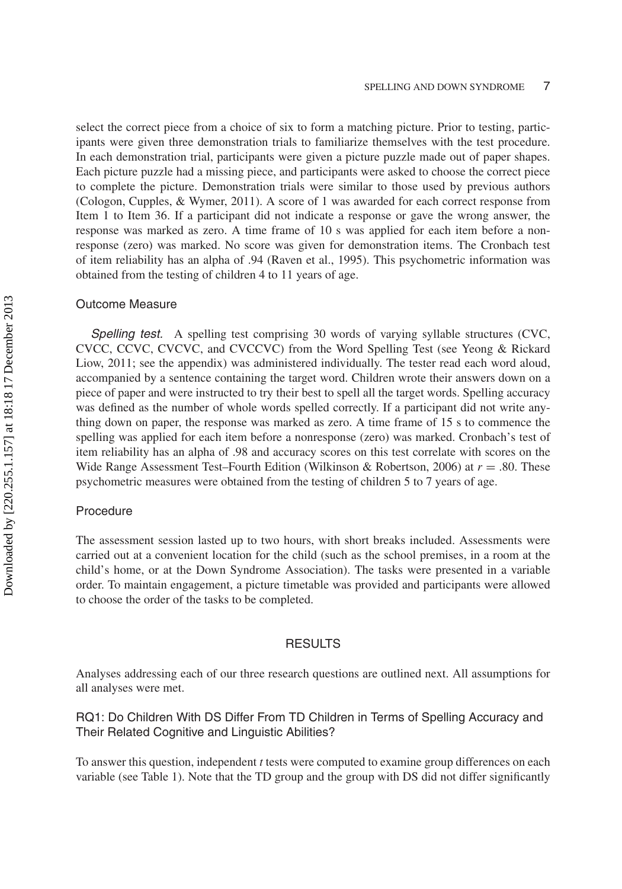select the correct piece from a choice of six to form a matching picture. Prior to testing, participants were given three demonstration trials to familiarize themselves with the test procedure. In each demonstration trial, participants were given a picture puzzle made out of paper shapes. Each picture puzzle had a missing piece, and participants were asked to choose the correct piece to complete the picture. Demonstration trials were similar to those used by previous authors (Cologon, Cupples, & Wymer, 2011). A score of 1 was awarded for each correct response from Item 1 to Item 36. If a participant did not indicate a response or gave the wrong answer, the response was marked as zero. A time frame of 10 s was applied for each item before a nonresponse (zero) was marked. No score was given for demonstration items. The Cronbach test of item reliability has an alpha of .94 (Raven et al., 1995). This psychometric information was obtained from the testing of children 4 to 11 years of age.

### Outcome Measure

*Spelling test.* A spelling test comprising 30 words of varying syllable structures (CVC, CVCC, CCVC, CVCVC, and CVCCVC) from the Word Spelling Test (see Yeong & Rickard Liow, 2011; see the appendix) was administered individually. The tester read each word aloud, accompanied by a sentence containing the target word. Children wrote their answers down on a piece of paper and were instructed to try their best to spell all the target words. Spelling accuracy was defined as the number of whole words spelled correctly. If a participant did not write anything down on paper, the response was marked as zero. A time frame of 15 s to commence the spelling was applied for each item before a nonresponse (zero) was marked. Cronbach's test of item reliability has an alpha of .98 and accuracy scores on this test correlate with scores on the Wide Range Assessment Test–Fourth Edition (Wilkinson & Robertson, 2006) at $r = .80$. These psychometric measures were obtained from the testing of children 5 to 7 years of age.

### Procedure

The assessment session lasted up to two hours, with short breaks included. Assessments were carried out at a convenient location for the child (such as the school premises, in a room at the child's home, or at the Down Syndrome Association). The tasks were presented in a variable order. To maintain engagement, a picture timetable was provided and participants were allowed to choose the order of the tasks to be completed.

## RESULTS

Analyses addressing each of our three research questions are outlined next. All assumptions for all analyses were met.

### RQ1: Do Children With DS Differ From TD Children in Terms of Spelling Accuracy and Their Related Cognitive and Linguistic Abilities?

To answer this question, independent *t* tests were computed to examine group differences on each variable (see Table 1). Note that the TD group and the group with DS did not differ significantly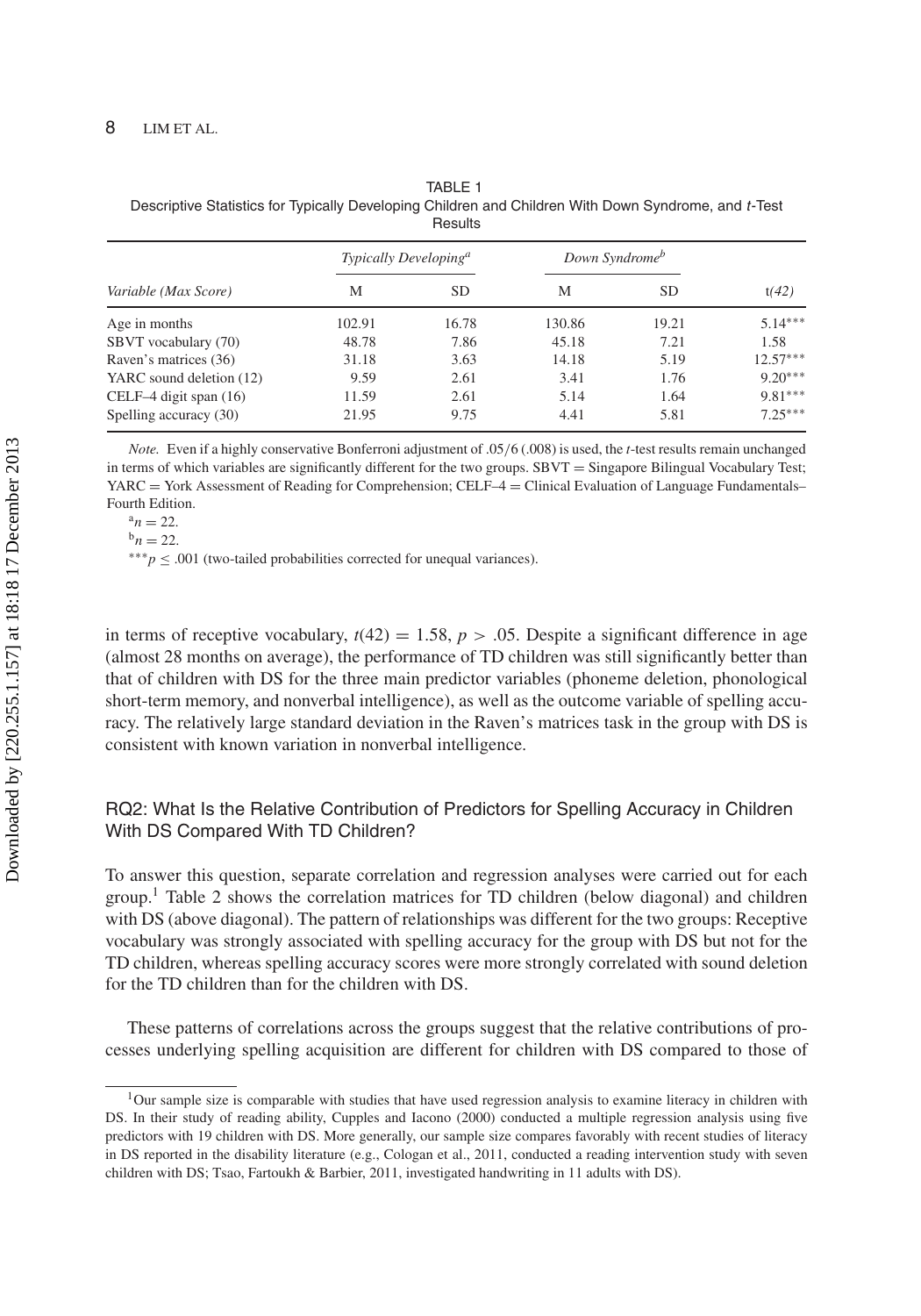TABLE 1
Descriptive Statistics for Typically Developing Children and Children With Down Syndrome, and *t*-Test Results

| Variable (Max Score) | Typically Developing[a] | | Down Syndrome[b] | | |
|---|---|---|---|---|---|
| | M | SD | M | SD | t(42) |
| Age in months | 102.91 | 16.78 | 130.86 | 19.21 | 5.14*** |
| SBVT vocabulary (70) | 48.78 | 7.86 | 45.18 | 7.21 | 1.58 |
| Raven's matrices (36) | 31.18 | 3.63 | 14.18 | 5.19 | 12.57*** |
| YARC sound deletion (12) | 9.59 | 2.61 | 3.41 | 1.76 | 9.20*** |
| CELF–4 digit span (16) | 11.59 | 2.61 | 5.14 | 1.64 | 9.81*** |
| Spelling accuracy (30) | 21.95 | 9.75 | 4.41 | 5.81 | 7.25*** |

*Note.* Even if a highly conservative Bonferroni adjustment of .05/6 (.008) is used, the *t*-test results remain unchanged in terms of which variables are significantly different for the two groups. SBVT = Singapore Bilingual Vocabulary Test; YARC = York Assessment of Reading for Comprehension; CELF–4 = Clinical Evaluation of Language Fundamentals–Fourth Edition.

[a] $n = 22$.

[b] $n = 22$.

***$p \leq .001$ (two-tailed probabilities corrected for unequal variances).

in terms of receptive vocabulary, $t(42) = 1.58$, $p > .05$. Despite a significant difference in age (almost 28 months on average), the performance of TD children was still significantly better than that of children with DS for the three main predictor variables (phoneme deletion, phonological short-term memory, and nonverbal intelligence), as well as the outcome variable of spelling accuracy. The relatively large standard deviation in the Raven's matrices task in the group with DS is consistent with known variation in nonverbal intelligence.

## RQ2: What Is the Relative Contribution of Predictors for Spelling Accuracy in Children With DS Compared With TD Children?

To answer this question, separate correlation and regression analyses were carried out for each group.[1] Table 2 shows the correlation matrices for TD children (below diagonal) and children with DS (above diagonal). The pattern of relationships was different for the two groups: Receptive vocabulary was strongly associated with spelling accuracy for the group with DS but not for the TD children, whereas spelling accuracy scores were more strongly correlated with sound deletion for the TD children than for the children with DS.

These patterns of correlations across the groups suggest that the relative contributions of processes underlying spelling acquisition are different for children with DS compared to those of

[1] Our sample size is comparable with studies that have used regression analysis to examine literacy in children with DS. In their study of reading ability, Cupples and Iacono (2000) conducted a multiple regression analysis using five predictors with 19 children with DS. More generally, our sample size compares favorably with recent studies of literacy in DS reported in the disability literature (e.g., Cologan et al., 2011, conducted a reading intervention study with seven children with DS; Tsao, Fartoukh & Barbier, 2011, investigated handwriting in 11 adults with DS).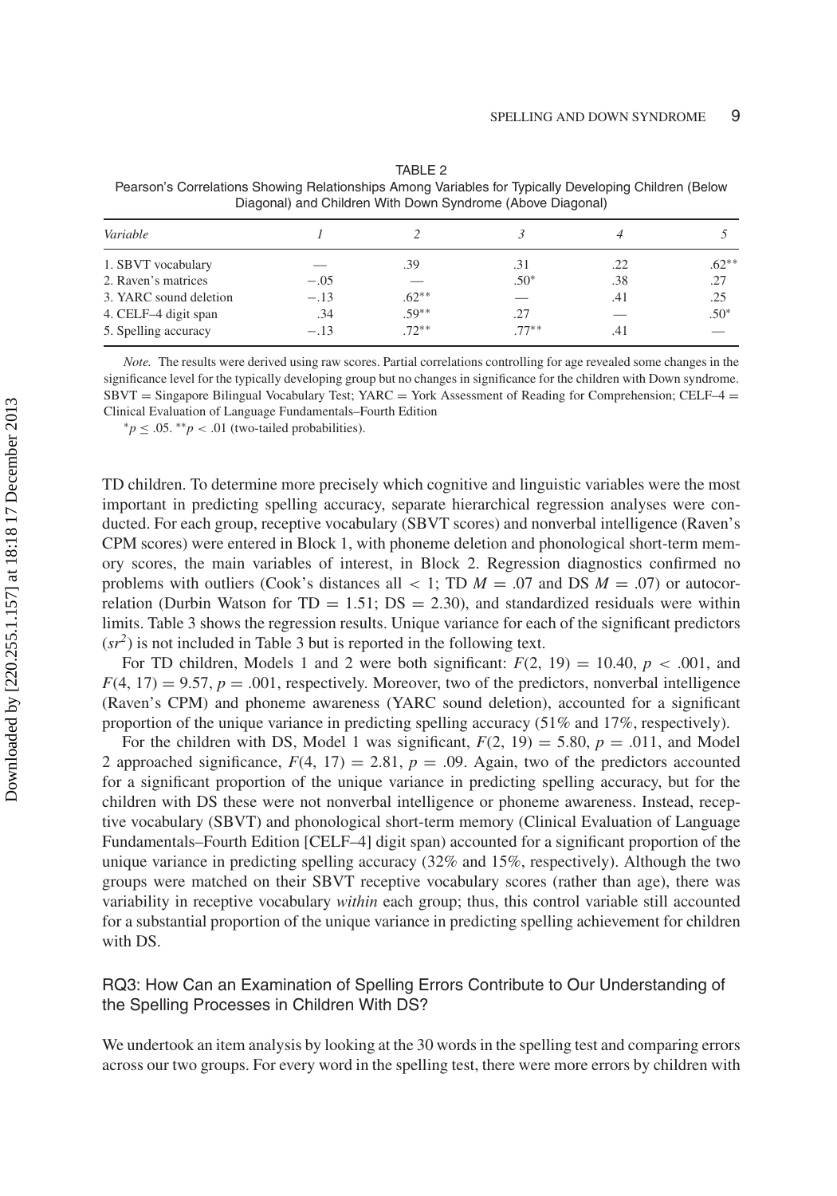TABLE 2
Pearson's Correlations Showing Relationships Among Variables for Typically Developing Children (Below Diagonal) and Children With Down Syndrome (Above Diagonal)

| *Variable* | *1* | *2* | *3* | *4* | *5* |
|---|---|---|---|---|---|
| 1. SBVT vocabulary | — | .39 | .31 | .22 | .62** |
| 2. Raven's matrices | −.05 | — | .50* | .38 | .27 |
| 3. YARC sound deletion | −.13 | .62** | — | .41 | .25 |
| 4. CELF–4 digit span | .34 | .59** | .27 | — | .50* |
| 5. Spelling accuracy | −.13 | .72** | .77** | .41 | — |

*Note.* The results were derived using raw scores. Partial correlations controlling for age revealed some changes in the significance level for the typically developing group but no changes in significance for the children with Down syndrome. SBVT = Singapore Bilingual Vocabulary Test; YARC = York Assessment of Reading for Comprehension; CELF–4 = Clinical Evaluation of Language Fundamentals–Fourth Edition

*$p \leq .05$. **$p < .01$ (two-tailed probabilities).

TD children. To determine more precisely which cognitive and linguistic variables were the most important in predicting spelling accuracy, separate hierarchical regression analyses were conducted. For each group, receptive vocabulary (SBVT scores) and nonverbal intelligence (Raven's CPM scores) were entered in Block 1, with phoneme deletion and phonological short-term memory scores, the main variables of interest, in Block 2. Regression diagnostics confirmed no problems with outliers (Cook's distances all < 1; TD $M = .07$ and DS $M = .07$) or autocorrelation (Durbin Watson for TD = 1.51; DS = 2.30), and standardized residuals were within limits. Table 3 shows the regression results. Unique variance for each of the significant predictors ($sr^2$) is not included in Table 3 but is reported in the following text.

For TD children, Models 1 and 2 were both significant: $F(2, 19) = 10.40$, $p < .001$, and $F(4, 17) = 9.57$, $p = .001$, respectively. Moreover, two of the predictors, nonverbal intelligence (Raven's CPM) and phoneme awareness (YARC sound deletion), accounted for a significant proportion of the unique variance in predicting spelling accuracy (51% and 17%, respectively).

For the children with DS, Model 1 was significant, $F(2, 19) = 5.80$, $p = .011$, and Model 2 approached significance, $F(4, 17) = 2.81$, $p = .09$. Again, two of the predictors accounted for a significant proportion of the unique variance in predicting spelling accuracy, but for the children with DS these were not nonverbal intelligence or phoneme awareness. Instead, receptive vocabulary (SBVT) and phonological short-term memory (Clinical Evaluation of Language Fundamentals–Fourth Edition [CELF–4] digit span) accounted for a significant proportion of the unique variance in predicting spelling accuracy (32% and 15%, respectively). Although the two groups were matched on their SBVT receptive vocabulary scores (rather than age), there was variability in receptive vocabulary *within* each group; thus, this control variable still accounted for a substantial proportion of the unique variance in predicting spelling achievement for children with DS.

## RQ3: How Can an Examination of Spelling Errors Contribute to Our Understanding of the Spelling Processes in Children With DS?

We undertook an item analysis by looking at the 30 words in the spelling test and comparing errors across our two groups. For every word in the spelling test, there were more errors by children with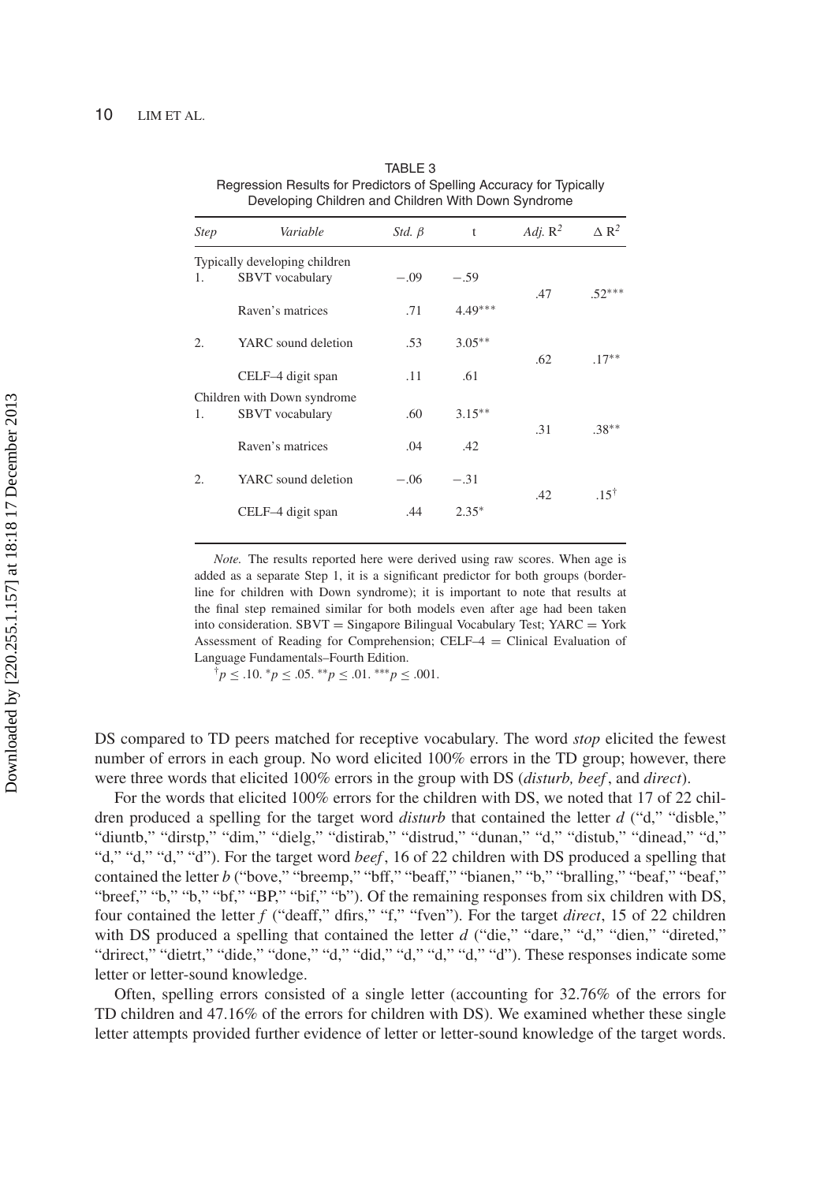TABLE 3
Regression Results for Predictors of Spelling Accuracy for Typically Developing Children and Children With Down Syndrome

| *Step* | *Variable* | *Std. β* | t | *Adj.* $R^2$ | $\Delta R^2$ |
|---|---|---|---|---|---|
| Typically developing children | | | | | |
| 1. | SBVT vocabulary | −.09 | −.59 | .47 | .52*** |
| | Raven's matrices | .71 | 4.49*** | | |
| 2. | YARC sound deletion | .53 | 3.05** | .62 | .17** |
| | CELF–4 digit span | .11 | .61 | | |
| Children with Down syndrome | | | | | |
| 1. | SBVT vocabulary | .60 | 3.15** | .31 | .38** |
| | Raven's matrices | .04 | .42 | | |
| 2. | YARC sound deletion | −.06 | −.31 | .42 | .15† |
| | CELF–4 digit span | .44 | 2.35* | | |

*Note.* The results reported here were derived using raw scores. When age is added as a separate Step 1, it is a significant predictor for both groups (borderline for children with Down syndrome); it is important to note that results at the final step remained similar for both models even after age had been taken into consideration. SBVT = Singapore Bilingual Vocabulary Test; YARC = York Assessment of Reading for Comprehension; CELF–4 = Clinical Evaluation of Language Fundamentals–Fourth Edition.

†$p \leq .10$. *$p \leq .05$. **$p \leq .01$. ***$p \leq .001$.

DS compared to TD peers matched for receptive vocabulary. The word *stop* elicited the fewest number of errors in each group. No word elicited 100% errors in the TD group; however, there were three words that elicited 100% errors in the group with DS (*disturb, beef*, and *direct*).

For the words that elicited 100% errors for the children with DS, we noted that 17 of 22 children produced a spelling for the target word *disturb* that contained the letter *d* ("d," "disble," "diuntb," "dirstp," "dim," "dielg," "distirab," "distrud," "dunan," "d," "distub," "dinead," "d," "d," "d," "d," "d"). For the target word *beef*, 16 of 22 children with DS produced a spelling that contained the letter *b* ("bove," "breemp," "bff," "beaff," "bianen," "b," "bralling," "beaf," "beaf," "breef," "b," "b," "bf," "BP," "bif," "b"). Of the remaining responses from six children with DS, four contained the letter *f* ("deaff," dfirs," "f," "fven"). For the target *direct*, 15 of 22 children with DS produced a spelling that contained the letter *d* ("die," "dare," "d," "dien," "direted," "drirect," "dietrt," "dide," "done," "d," "did," "d," "d," "d," "d"). These responses indicate some letter or letter-sound knowledge.

Often, spelling errors consisted of a single letter (accounting for 32.76% of the errors for TD children and 47.16% of the errors for children with DS). We examined whether these single letter attempts provided further evidence of letter or letter-sound knowledge of the target words.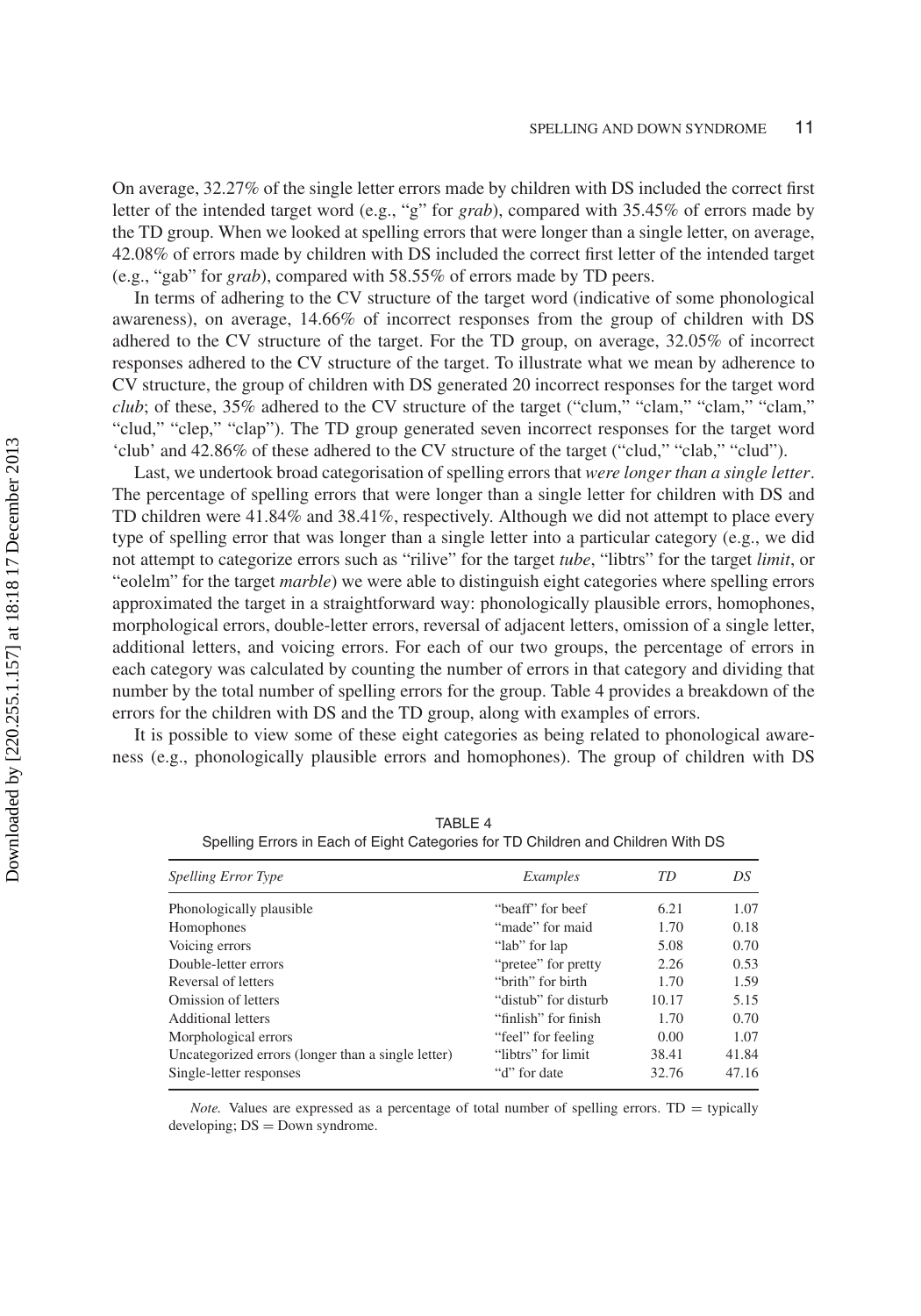On average, 32.27% of the single letter errors made by children with DS included the correct first letter of the intended target word (e.g., "g" for *grab*), compared with 35.45% of errors made by the TD group. When we looked at spelling errors that were longer than a single letter, on average, 42.08% of errors made by children with DS included the correct first letter of the intended target (e.g., "gab" for *grab*), compared with 58.55% of errors made by TD peers.

In terms of adhering to the CV structure of the target word (indicative of some phonological awareness), on average, 14.66% of incorrect responses from the group of children with DS adhered to the CV structure of the target. For the TD group, on average, 32.05% of incorrect responses adhered to the CV structure of the target. To illustrate what we mean by adherence to CV structure, the group of children with DS generated 20 incorrect responses for the target word *club*; of these, 35% adhered to the CV structure of the target ("clum," "clam," "clam," "clam," "clud," "clep," "clap"). The TD group generated seven incorrect responses for the target word 'club' and 42.86% of these adhered to the CV structure of the target ("clud," "clab," "clud").

Last, we undertook broad categorisation of spelling errors that *were longer than a single letter*. The percentage of spelling errors that were longer than a single letter for children with DS and TD children were 41.84% and 38.41%, respectively. Although we did not attempt to place every type of spelling error that was longer than a single letter into a particular category (e.g., we did not attempt to categorize errors such as "rilive" for the target *tube*, "libtrs" for the target *limit*, or "eolelm" for the target *marble*) we were able to distinguish eight categories where spelling errors approximated the target in a straightforward way: phonologically plausible errors, homophones, morphological errors, double-letter errors, reversal of adjacent letters, omission of a single letter, additional letters, and voicing errors. For each of our two groups, the percentage of errors in each category was calculated by counting the number of errors in that category and dividing that number by the total number of spelling errors for the group. Table 4 provides a breakdown of the errors for the children with DS and the TD group, along with examples of errors.

It is possible to view some of these eight categories as being related to phonological awareness (e.g., phonologically plausible errors and homophones). The group of children with DS

TABLE 4
Spelling Errors in Each of Eight Categories for TD Children and Children With DS

| *Spelling Error Type* | *Examples* | *TD* | *DS* |
|---|---|---|---|
| Phonologically plausible | "beaff" for beef | 6.21 | 1.07 |
| Homophones | "made" for maid | 1.70 | 0.18 |
| Voicing errors | "lab" for lap | 5.08 | 0.70 |
| Double-letter errors | "pretee" for pretty | 2.26 | 0.53 |
| Reversal of letters | "brith" for birth | 1.70 | 1.59 |
| Omission of letters | "distub" for disturb | 10.17 | 5.15 |
| Additional letters | "finlish" for finish | 1.70 | 0.70 |
| Morphological errors | "feel" for feeling | 0.00 | 1.07 |
| Uncategorized errors (longer than a single letter) | "libtrs" for limit | 38.41 | 41.84 |
| Single-letter responses | "d" for date | 32.76 | 47.16 |

*Note.* Values are expressed as a percentage of total number of spelling errors. TD = typically developing; DS = Down syndrome.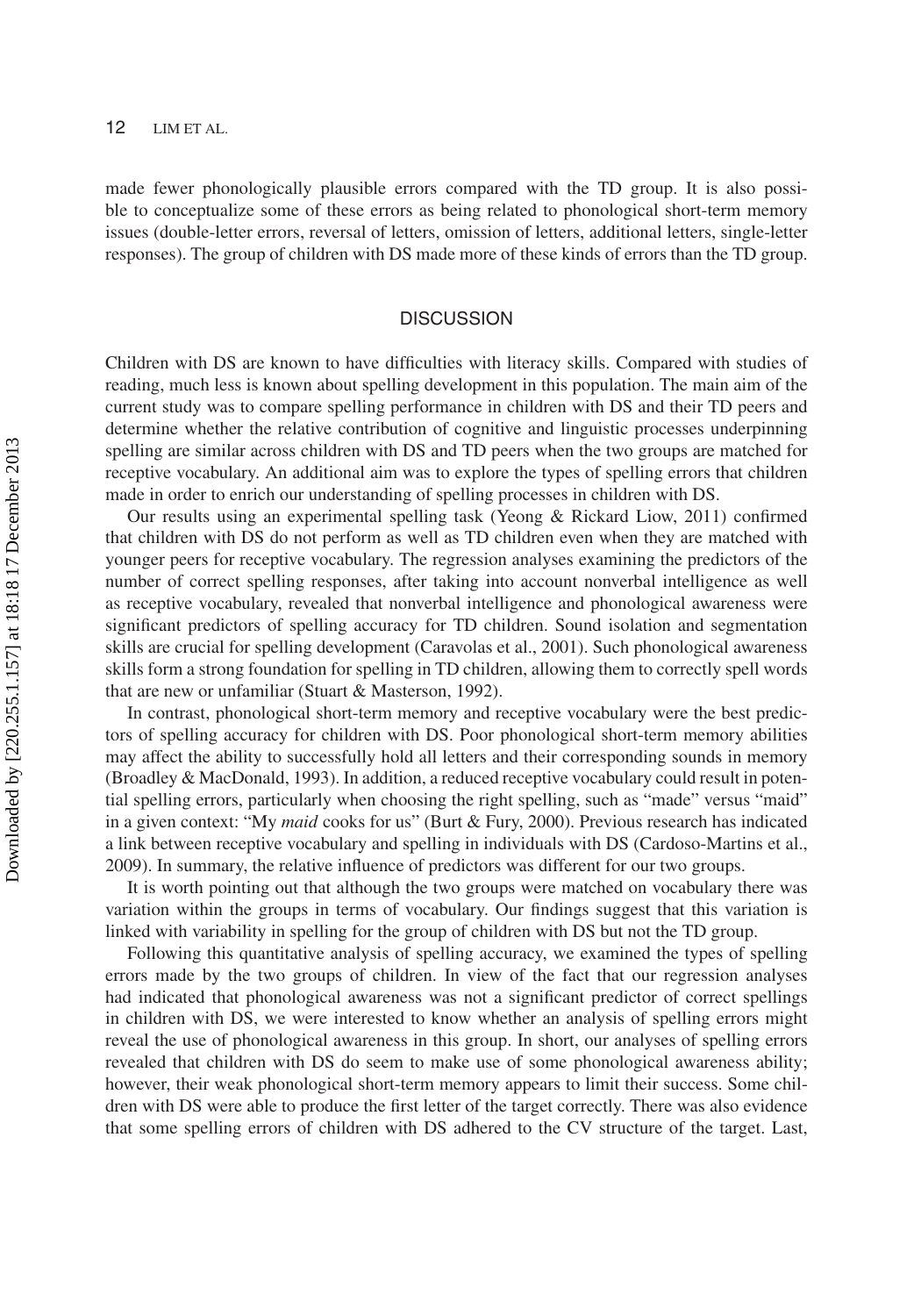made fewer phonologically plausible errors compared with the TD group. It is also possible to conceptualize some of these errors as being related to phonological short-term memory issues (double-letter errors, reversal of letters, omission of letters, additional letters, single-letter responses). The group of children with DS made more of these kinds of errors than the TD group.

## DISCUSSION

Children with DS are known to have difficulties with literacy skills. Compared with studies of reading, much less is known about spelling development in this population. The main aim of the current study was to compare spelling performance in children with DS and their TD peers and determine whether the relative contribution of cognitive and linguistic processes underpinning spelling are similar across children with DS and TD peers when the two groups are matched for receptive vocabulary. An additional aim was to explore the types of spelling errors that children made in order to enrich our understanding of spelling processes in children with DS.

Our results using an experimental spelling task (Yeong & Rickard Liow, 2011) confirmed that children with DS do not perform as well as TD children even when they are matched with younger peers for receptive vocabulary. The regression analyses examining the predictors of the number of correct spelling responses, after taking into account nonverbal intelligence as well as receptive vocabulary, revealed that nonverbal intelligence and phonological awareness were significant predictors of spelling accuracy for TD children. Sound isolation and segmentation skills are crucial for spelling development (Caravolas et al., 2001). Such phonological awareness skills form a strong foundation for spelling in TD children, allowing them to correctly spell words that are new or unfamiliar (Stuart & Masterson, 1992).

In contrast, phonological short-term memory and receptive vocabulary were the best predictors of spelling accuracy for children with DS. Poor phonological short-term memory abilities may affect the ability to successfully hold all letters and their corresponding sounds in memory (Broadley & MacDonald, 1993). In addition, a reduced receptive vocabulary could result in potential spelling errors, particularly when choosing the right spelling, such as "made" versus "maid" in a given context: "My *maid* cooks for us" (Burt & Fury, 2000). Previous research has indicated a link between receptive vocabulary and spelling in individuals with DS (Cardoso-Martins et al., 2009). In summary, the relative influence of predictors was different for our two groups.

It is worth pointing out that although the two groups were matched on vocabulary there was variation within the groups in terms of vocabulary. Our findings suggest that this variation is linked with variability in spelling for the group of children with DS but not the TD group.

Following this quantitative analysis of spelling accuracy, we examined the types of spelling errors made by the two groups of children. In view of the fact that our regression analyses had indicated that phonological awareness was not a significant predictor of correct spellings in children with DS, we were interested to know whether an analysis of spelling errors might reveal the use of phonological awareness in this group. In short, our analyses of spelling errors revealed that children with DS do seem to make use of some phonological awareness ability; however, their weak phonological short-term memory appears to limit their success. Some children with DS were able to produce the first letter of the target correctly. There was also evidence that some spelling errors of children with DS adhered to the CV structure of the target. Last,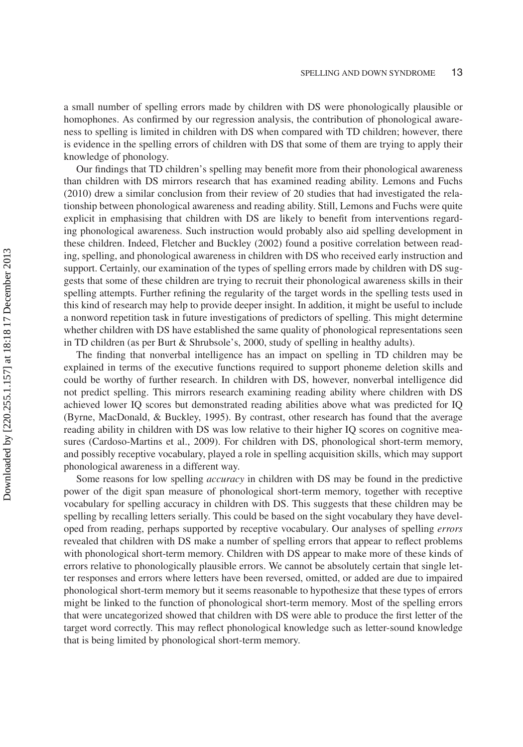a small number of spelling errors made by children with DS were phonologically plausible or homophones. As confirmed by our regression analysis, the contribution of phonological awareness to spelling is limited in children with DS when compared with TD children; however, there is evidence in the spelling errors of children with DS that some of them are trying to apply their knowledge of phonology.

Our findings that TD children's spelling may benefit more from their phonological awareness than children with DS mirrors research that has examined reading ability. Lemons and Fuchs (2010) drew a similar conclusion from their review of 20 studies that had investigated the relationship between phonological awareness and reading ability. Still, Lemons and Fuchs were quite explicit in emphasising that children with DS are likely to benefit from interventions regarding phonological awareness. Such instruction would probably also aid spelling development in these children. Indeed, Fletcher and Buckley (2002) found a positive correlation between reading, spelling, and phonological awareness in children with DS who received early instruction and support. Certainly, our examination of the types of spelling errors made by children with DS suggests that some of these children are trying to recruit their phonological awareness skills in their spelling attempts. Further refining the regularity of the target words in the spelling tests used in this kind of research may help to provide deeper insight. In addition, it might be useful to include a nonword repetition task in future investigations of predictors of spelling. This might determine whether children with DS have established the same quality of phonological representations seen in TD children (as per Burt & Shrubsole's, 2000, study of spelling in healthy adults).

The finding that nonverbal intelligence has an impact on spelling in TD children may be explained in terms of the executive functions required to support phoneme deletion skills and could be worthy of further research. In children with DS, however, nonverbal intelligence did not predict spelling. This mirrors research examining reading ability where children with DS achieved lower IQ scores but demonstrated reading abilities above what was predicted for IQ (Byrne, MacDonald, & Buckley, 1995). By contrast, other research has found that the average reading ability in children with DS was low relative to their higher IQ scores on cognitive measures (Cardoso-Martins et al., 2009). For children with DS, phonological short-term memory, and possibly receptive vocabulary, played a role in spelling acquisition skills, which may support phonological awareness in a different way.

Some reasons for low spelling *accuracy* in children with DS may be found in the predictive power of the digit span measure of phonological short-term memory, together with receptive vocabulary for spelling accuracy in children with DS. This suggests that these children may be spelling by recalling letters serially. This could be based on the sight vocabulary they have developed from reading, perhaps supported by receptive vocabulary. Our analyses of spelling *errors* revealed that children with DS make a number of spelling errors that appear to reflect problems with phonological short-term memory. Children with DS appear to make more of these kinds of errors relative to phonologically plausible errors. We cannot be absolutely certain that single letter responses and errors where letters have been reversed, omitted, or added are due to impaired phonological short-term memory but it seems reasonable to hypothesize that these types of errors might be linked to the function of phonological short-term memory. Most of the spelling errors that were uncategorized showed that children with DS were able to produce the first letter of the target word correctly. This may reflect phonological knowledge such as letter-sound knowledge that is being limited by phonological short-term memory.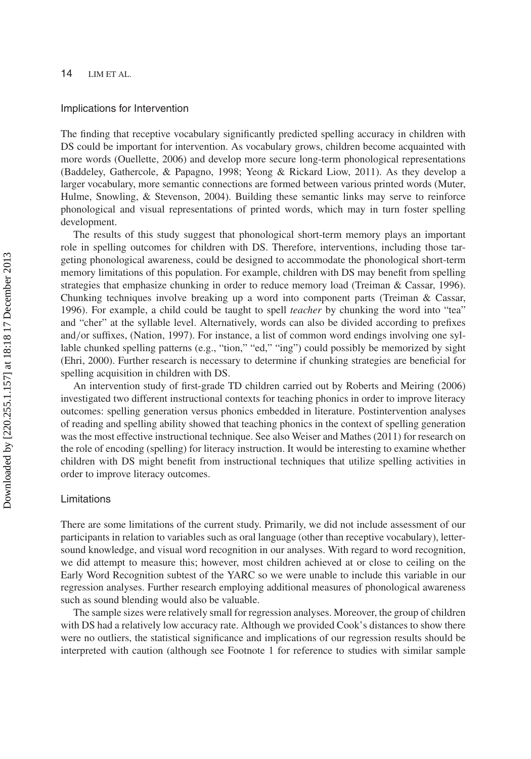## Implications for Intervention

The finding that receptive vocabulary significantly predicted spelling accuracy in children with DS could be important for intervention. As vocabulary grows, children become acquainted with more words (Ouellette, 2006) and develop more secure long-term phonological representations (Baddeley, Gathercole, & Papagno, 1998; Yeong & Rickard Liow, 2011). As they develop a larger vocabulary, more semantic connections are formed between various printed words (Muter, Hulme, Snowling, & Stevenson, 2004). Building these semantic links may serve to reinforce phonological and visual representations of printed words, which may in turn foster spelling development.

The results of this study suggest that phonological short-term memory plays an important role in spelling outcomes for children with DS. Therefore, interventions, including those targeting phonological awareness, could be designed to accommodate the phonological short-term memory limitations of this population. For example, children with DS may benefit from spelling strategies that emphasize chunking in order to reduce memory load (Treiman & Cassar, 1996). Chunking techniques involve breaking up a word into component parts (Treiman & Cassar, 1996). For example, a child could be taught to spell *teacher* by chunking the word into "tea" and "cher" at the syllable level. Alternatively, words can also be divided according to prefixes and/or suffixes, (Nation, 1997). For instance, a list of common word endings involving one syllable chunked spelling patterns (e.g., "tion," "ed," "ing") could possibly be memorized by sight (Ehri, 2000). Further research is necessary to determine if chunking strategies are beneficial for spelling acquisition in children with DS.

An intervention study of first-grade TD children carried out by Roberts and Meiring (2006) investigated two different instructional contexts for teaching phonics in order to improve literacy outcomes: spelling generation versus phonics embedded in literature. Postintervention analyses of reading and spelling ability showed that teaching phonics in the context of spelling generation was the most effective instructional technique. See also Weiser and Mathes (2011) for research on the role of encoding (spelling) for literacy instruction. It would be interesting to examine whether children with DS might benefit from instructional techniques that utilize spelling activities in order to improve literacy outcomes.

## Limitations

There are some limitations of the current study. Primarily, we did not include assessment of our participants in relation to variables such as oral language (other than receptive vocabulary), letter-sound knowledge, and visual word recognition in our analyses. With regard to word recognition, we did attempt to measure this; however, most children achieved at or close to ceiling on the Early Word Recognition subtest of the YARC so we were unable to include this variable in our regression analyses. Further research employing additional measures of phonological awareness such as sound blending would also be valuable.

The sample sizes were relatively small for regression analyses. Moreover, the group of children with DS had a relatively low accuracy rate. Although we provided Cook's distances to show there were no outliers, the statistical significance and implications of our regression results should be interpreted with caution (although see Footnote 1 for reference to studies with similar sample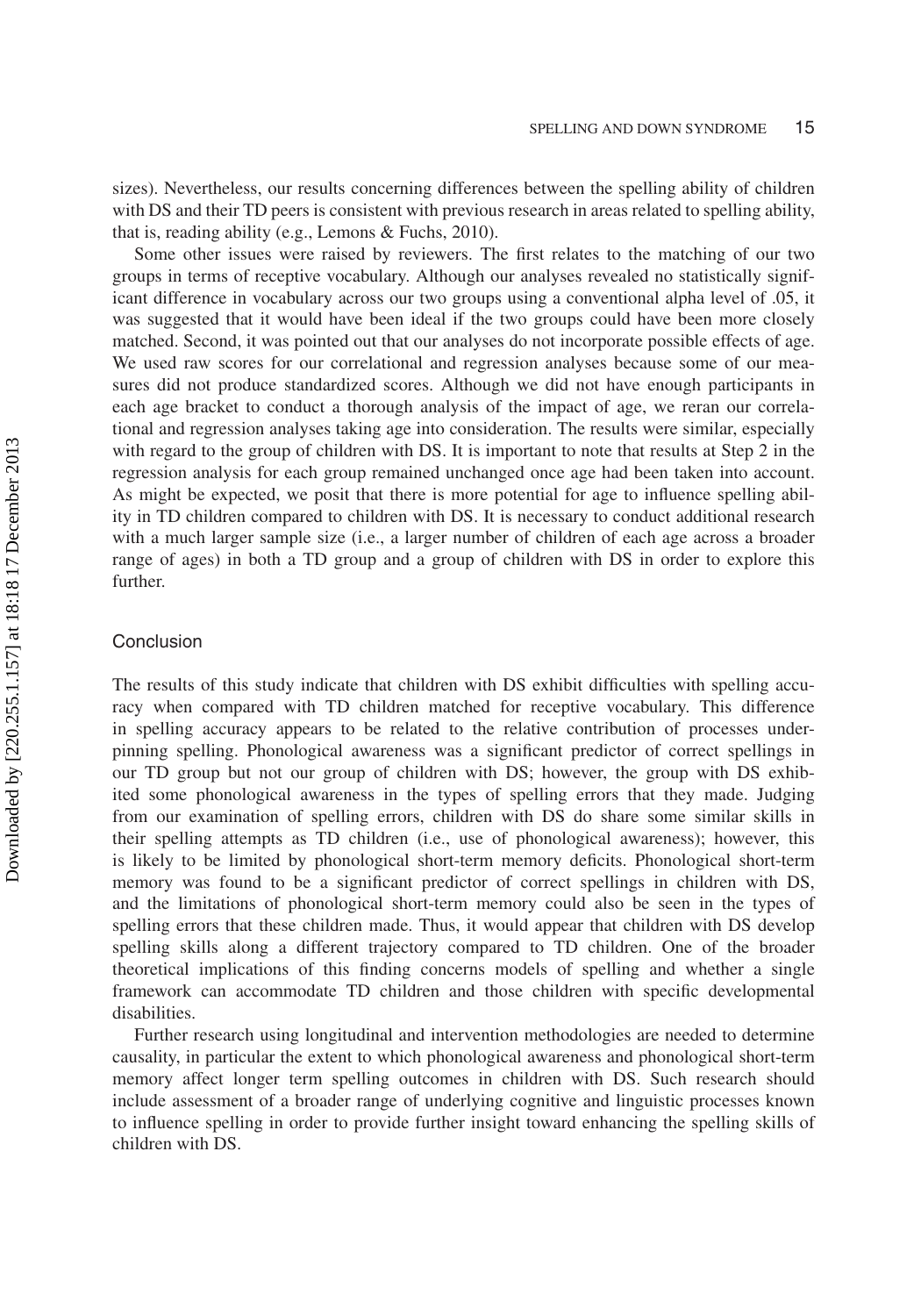sizes). Nevertheless, our results concerning differences between the spelling ability of children with DS and their TD peers is consistent with previous research in areas related to spelling ability, that is, reading ability (e.g., Lemons & Fuchs, 2010).

Some other issues were raised by reviewers. The first relates to the matching of our two groups in terms of receptive vocabulary. Although our analyses revealed no statistically significant difference in vocabulary across our two groups using a conventional alpha level of .05, it was suggested that it would have been ideal if the two groups could have been more closely matched. Second, it was pointed out that our analyses do not incorporate possible effects of age. We used raw scores for our correlational and regression analyses because some of our measures did not produce standardized scores. Although we did not have enough participants in each age bracket to conduct a thorough analysis of the impact of age, we reran our correlational and regression analyses taking age into consideration. The results were similar, especially with regard to the group of children with DS. It is important to note that results at Step 2 in the regression analysis for each group remained unchanged once age had been taken into account. As might be expected, we posit that there is more potential for age to influence spelling ability in TD children compared to children with DS. It is necessary to conduct additional research with a much larger sample size (i.e., a larger number of children of each age across a broader range of ages) in both a TD group and a group of children with DS in order to explore this further.

## Conclusion

The results of this study indicate that children with DS exhibit difficulties with spelling accuracy when compared with TD children matched for receptive vocabulary. This difference in spelling accuracy appears to be related to the relative contribution of processes underpinning spelling. Phonological awareness was a significant predictor of correct spellings in our TD group but not our group of children with DS; however, the group with DS exhibited some phonological awareness in the types of spelling errors that they made. Judging from our examination of spelling errors, children with DS do share some similar skills in their spelling attempts as TD children (i.e., use of phonological awareness); however, this is likely to be limited by phonological short-term memory deficits. Phonological short-term memory was found to be a significant predictor of correct spellings in children with DS, and the limitations of phonological short-term memory could also be seen in the types of spelling errors that these children made. Thus, it would appear that children with DS develop spelling skills along a different trajectory compared to TD children. One of the broader theoretical implications of this finding concerns models of spelling and whether a single framework can accommodate TD children and those children with specific developmental disabilities.

Further research using longitudinal and intervention methodologies are needed to determine causality, in particular the extent to which phonological awareness and phonological short-term memory affect longer term spelling outcomes in children with DS. Such research should include assessment of a broader range of underlying cognitive and linguistic processes known to influence spelling in order to provide further insight toward enhancing the spelling skills of children with DS.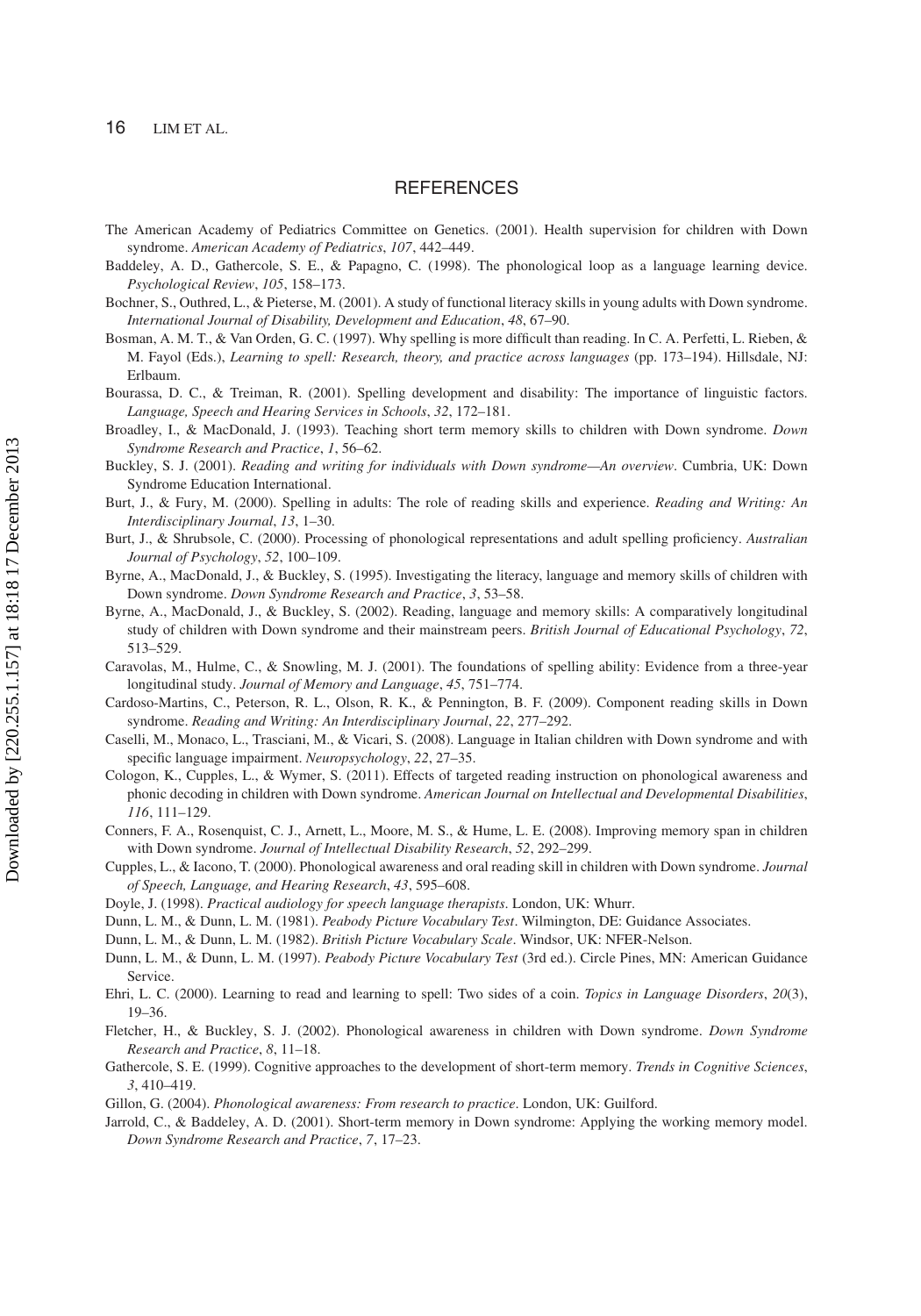## REFERENCES

The American Academy of Pediatrics Committee on Genetics. (2001). Health supervision for children with Down syndrome. *American Academy of Pediatrics*, *107*, 442–449.

Baddeley, A. D., Gathercole, S. E., & Papagno, C. (1998). The phonological loop as a language learning device. *Psychological Review*, *105*, 158–173.

Bochner, S., Outhred, L., & Pieterse, M. (2001). A study of functional literacy skills in young adults with Down syndrome. *International Journal of Disability, Development and Education*, *48*, 67–90.

Bosman, A. M. T., & Van Orden, G. C. (1997). Why spelling is more difficult than reading. In C. A. Perfetti, L. Rieben, & M. Fayol (Eds.), *Learning to spell: Research, theory, and practice across languages* (pp. 173–194). Hillsdale, NJ: Erlbaum.

Bourassa, D. C., & Treiman, R. (2001). Spelling development and disability: The importance of linguistic factors. *Language, Speech and Hearing Services in Schools*, *32*, 172–181.

Broadley, I., & MacDonald, J. (1993). Teaching short term memory skills to children with Down syndrome. *Down Syndrome Research and Practice*, *1*, 56–62.

Buckley, S. J. (2001). *Reading and writing for individuals with Down syndrome—An overview*. Cumbria, UK: Down Syndrome Education International.

Burt, J., & Fury, M. (2000). Spelling in adults: The role of reading skills and experience. *Reading and Writing: An Interdisciplinary Journal*, *13*, 1–30.

Burt, J., & Shrubsole, C. (2000). Processing of phonological representations and adult spelling proficiency. *Australian Journal of Psychology*, *52*, 100–109.

Byrne, A., MacDonald, J., & Buckley, S. (1995). Investigating the literacy, language and memory skills of children with Down syndrome. *Down Syndrome Research and Practice*, *3*, 53–58.

Byrne, A., MacDonald, J., & Buckley, S. (2002). Reading, language and memory skills: A comparatively longitudinal study of children with Down syndrome and their mainstream peers. *British Journal of Educational Psychology*, *72*, 513–529.

Caravolas, M., Hulme, C., & Snowling, M. J. (2001). The foundations of spelling ability: Evidence from a three-year longitudinal study. *Journal of Memory and Language*, *45*, 751–774.

Cardoso-Martins, C., Peterson, R. L., Olson, R. K., & Pennington, B. F. (2009). Component reading skills in Down syndrome. *Reading and Writing: An Interdisciplinary Journal*, *22*, 277–292.

Caselli, M., Monaco, L., Trasciani, M., & Vicari, S. (2008). Language in Italian children with Down syndrome and with specific language impairment. *Neuropsychology*, *22*, 27–35.

Cologon, K., Cupples, L., & Wymer, S. (2011). Effects of targeted reading instruction on phonological awareness and phonic decoding in children with Down syndrome. *American Journal on Intellectual and Developmental Disabilities*, *116*, 111–129.

Conners, F. A., Rosenquist, C. J., Arnett, L., Moore, M. S., & Hume, L. E. (2008). Improving memory span in children with Down syndrome. *Journal of Intellectual Disability Research*, *52*, 292–299.

Cupples, L., & Iacono, T. (2000). Phonological awareness and oral reading skill in children with Down syndrome. *Journal of Speech, Language, and Hearing Research*, *43*, 595–608.

Doyle, J. (1998). *Practical audiology for speech language therapists*. London, UK: Whurr.

Dunn, L. M., & Dunn, L. M. (1981). *Peabody Picture Vocabulary Test*. Wilmington, DE: Guidance Associates.

Dunn, L. M., & Dunn, L. M. (1982). *British Picture Vocabulary Scale*. Windsor, UK: NFER-Nelson.

Dunn, L. M., & Dunn, L. M. (1997). *Peabody Picture Vocabulary Test* (3rd ed.). Circle Pines, MN: American Guidance Service.

Ehri, L. C. (2000). Learning to read and learning to spell: Two sides of a coin. *Topics in Language Disorders*, *20*(3), 19–36.

Fletcher, H., & Buckley, S. J. (2002). Phonological awareness in children with Down syndrome. *Down Syndrome Research and Practice*, *8*, 11–18.

Gathercole, S. E. (1999). Cognitive approaches to the development of short-term memory. *Trends in Cognitive Sciences*, *3*, 410–419.

Gillon, G. (2004). *Phonological awareness: From research to practice*. London, UK: Guilford.

Jarrold, C., & Baddeley, A. D. (2001). Short-term memory in Down syndrome: Applying the working memory model. *Down Syndrome Research and Practice*, *7*, 17–23.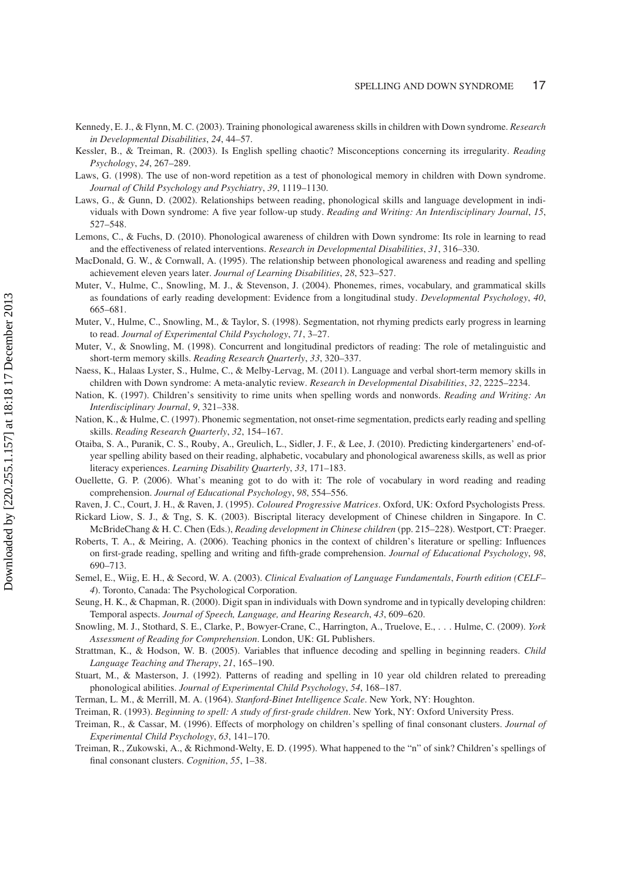Kennedy, E. J., & Flynn, M. C. (2003). Training phonological awareness skills in children with Down syndrome. *Research in Developmental Disabilities*, *24*, 44–57.

Kessler, B., & Treiman, R. (2003). Is English spelling chaotic? Misconceptions concerning its irregularity. *Reading Psychology*, *24*, 267–289.

Laws, G. (1998). The use of non-word repetition as a test of phonological memory in children with Down syndrome. *Journal of Child Psychology and Psychiatry*, *39*, 1119–1130.

Laws, G., & Gunn, D. (2002). Relationships between reading, phonological skills and language development in individuals with Down syndrome: A five year follow-up study. *Reading and Writing: An Interdisciplinary Journal*, *15*, 527–548.

Lemons, C., & Fuchs, D. (2010). Phonological awareness of children with Down syndrome: Its role in learning to read and the effectiveness of related interventions. *Research in Developmental Disabilities*, *31*, 316–330.

MacDonald, G. W., & Cornwall, A. (1995). The relationship between phonological awareness and reading and spelling achievement eleven years later. *Journal of Learning Disabilities*, *28*, 523–527.

Muter, V., Hulme, C., Snowling, M. J., & Stevenson, J. (2004). Phonemes, rimes, vocabulary, and grammatical skills as foundations of early reading development: Evidence from a longitudinal study. *Developmental Psychology*, *40*, 665–681.

Muter, V., Hulme, C., Snowling, M., & Taylor, S. (1998). Segmentation, not rhyming predicts early progress in learning to read. *Journal of Experimental Child Psychology*, *71*, 3–27.

Muter, V., & Snowling, M. (1998). Concurrent and longitudinal predictors of reading: The role of metalinguistic and short-term memory skills. *Reading Research Quarterly*, *33*, 320–337.

Naess, K., Halaas Lyster, S., Hulme, C., & Melby-Lervag, M. (2011). Language and verbal short-term memory skills in children with Down syndrome: A meta-analytic review. *Research in Developmental Disabilities*, *32*, 2225–2234.

Nation, K. (1997). Children's sensitivity to rime units when spelling words and nonwords. *Reading and Writing: An Interdisciplinary Journal*, *9*, 321–338.

Nation, K., & Hulme, C. (1997). Phonemic segmentation, not onset-rime segmentation, predicts early reading and spelling skills. *Reading Research Quarterly*, *32*, 154–167.

Otaiba, S. A., Puranik, C. S., Rouby, A., Greulich, L., Sidler, J. F., & Lee, J. (2010). Predicting kindergarteners' end-of-year spelling ability based on their reading, alphabetic, vocabulary and phonological awareness skills, as well as prior literacy experiences. *Learning Disability Quarterly*, *33*, 171–183.

Ouellette, G. P. (2006). What's meaning got to do with it: The role of vocabulary in word reading and reading comprehension. *Journal of Educational Psychology*, *98*, 554–556.

Raven, J. C., Court, J. H., & Raven, J. (1995). *Coloured Progressive Matrices*. Oxford, UK: Oxford Psychologists Press.

Rickard Liow, S. J., & Tng, S. K. (2003). Biscriptal literacy development of Chinese children in Singapore. In C. McBrideChang & H. C. Chen (Eds.), *Reading development in Chinese children* (pp. 215–228). Westport, CT: Praeger.

Roberts, T. A., & Meiring, A. (2006). Teaching phonics in the context of children's literature or spelling: Influences on first-grade reading, spelling and writing and fifth-grade comprehension. *Journal of Educational Psychology*, *98*, 690–713.

Semel, E., Wiig, E. H., & Secord, W. A. (2003). *Clinical Evaluation of Language Fundamentals*, *Fourth edition (CELF–4)*. Toronto, Canada: The Psychological Corporation.

Seung, H. K., & Chapman, R. (2000). Digit span in individuals with Down syndrome and in typically developing children: Temporal aspects. *Journal of Speech, Language, and Hearing Research*, *43*, 609–620.

Snowling, M. J., Stothard, S. E., Clarke, P., Bowyer-Crane, C., Harrington, A., Truelove, E., . . . Hulme, C. (2009). *York Assessment of Reading for Comprehension*. London, UK: GL Publishers.

Strattman, K., & Hodson, W. B. (2005). Variables that influence decoding and spelling in beginning readers. *Child Language Teaching and Therapy*, *21*, 165–190.

Stuart, M., & Masterson, J. (1992). Patterns of reading and spelling in 10 year old children related to prereading phonological abilities. *Journal of Experimental Child Psychology*, *54*, 168–187.

Terman, L. M., & Merrill, M. A. (1964). *Stanford-Binet Intelligence Scale*. New York, NY: Houghton.

Treiman, R. (1993). *Beginning to spell: A study of first-grade children*. New York, NY: Oxford University Press.

Treiman, R., & Cassar, M. (1996). Effects of morphology on children's spelling of final consonant clusters. *Journal of Experimental Child Psychology*, *63*, 141–170.

Treiman, R., Zukowski, A., & Richmond-Welty, E. D. (1995). What happened to the "n" of sink? Children's spellings of final consonant clusters. *Cognition*, *55*, 1–38.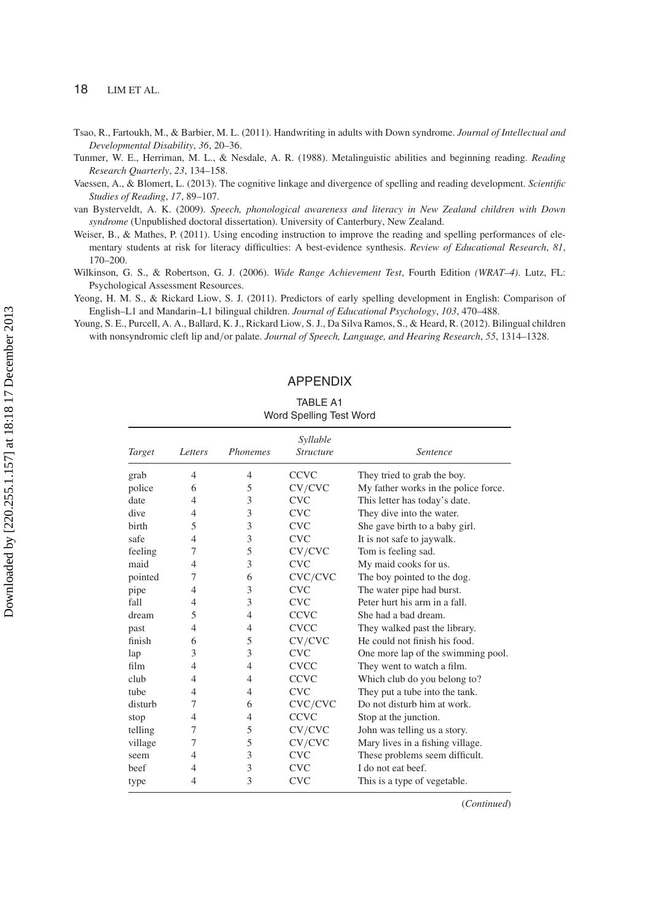Tsao, R., Fartoukh, M., & Barbier, M. L. (2011). Handwriting in adults with Down syndrome. *Journal of Intellectual and Developmental Disability*, *36*, 20–36.

Tunmer, W. E., Herriman, M. L., & Nesdale, A. R. (1988). Metalinguistic abilities and beginning reading. *Reading Research Quarterly*, *23*, 134–158.

Vaessen, A., & Blomert, L. (2013). The cognitive linkage and divergence of spelling and reading development. *Scientific Studies of Reading*, *17*, 89–107.

van Bysterveldt, A. K. (2009). *Speech, phonological awareness and literacy in New Zealand children with Down syndrome* (Unpublished doctoral dissertation). University of Canterbury, New Zealand.

Weiser, B., & Mathes, P. (2011). Using encoding instruction to improve the reading and spelling performances of elementary students at risk for literacy difficulties: A best-evidence synthesis. *Review of Educational Research*, *81*, 170–200.

Wilkinson, G. S., & Robertson, G. J. (2006). *Wide Range Achievement Test*, Fourth Edition *(WRAT–4)*. Lutz, FL: Psychological Assessment Resources.

Yeong, H. M. S., & Rickard Liow, S. J. (2011). Predictors of early spelling development in English: Comparison of English–L1 and Mandarin–L1 bilingual children. *Journal of Educational Psychology*, *103*, 470–488.

Young, S. E., Purcell, A. A., Ballard, K. J., Rickard Liow, S. J., Da Silva Ramos, S., & Heard, R. (2012). Bilingual children with nonsyndromic cleft lip and/or palate. *Journal of Speech, Language, and Hearing Research*, *55*, 1314–1328.

## APPENDIX

TABLE A1
Word Spelling Test Word

| *Target* | *Letters* | *Phonemes* | *Syllable Structure* | *Sentence* |
|---|---|---|---|---|
| grab | 4 | 4 | CCVC | They tried to grab the boy. |
| police | 6 | 5 | CV/CVC | My father works in the police force. |
| date | 4 | 3 | CVC | This letter has today's date. |
| dive | 4 | 3 | CVC | They dive into the water. |
| birth | 5 | 3 | CVC | She gave birth to a baby girl. |
| safe | 4 | 3 | CVC | It is not safe to jaywalk. |
| feeling | 7 | 5 | CV/CVC | Tom is feeling sad. |
| maid | 4 | 3 | CVC | My maid cooks for us. |
| pointed | 7 | 6 | CVC/CVC | The boy pointed to the dog. |
| pipe | 4 | 3 | CVC | The water pipe had burst. |
| fall | 4 | 3 | CVC | Peter hurt his arm in a fall. |
| dream | 5 | 4 | CCVC | She had a bad dream. |
| past | 4 | 4 | CVCC | They walked past the library. |
| finish | 6 | 5 | CV/CVC | He could not finish his food. |
| lap | 3 | 3 | CVC | One more lap of the swimming pool. |
| film | 4 | 4 | CVCC | They went to watch a film. |
| club | 4 | 4 | CCVC | Which club do you belong to? |
| tube | 4 | 4 | CVC | They put a tube into the tank. |
| disturb | 7 | 6 | CVC/CVC | Do not disturb him at work. |
| stop | 4 | 4 | CCVC | Stop at the junction. |
| telling | 7 | 5 | CV/CVC | John was telling us a story. |
| village | 7 | 5 | CV/CVC | Mary lives in a fishing village. |
| seem | 4 | 3 | CVC | These problems seem difficult. |
| beef | 4 | 3 | CVC | I do not eat beef. |
| type | 4 | 3 | CVC | This is a type of vegetable. |

(*Continued*)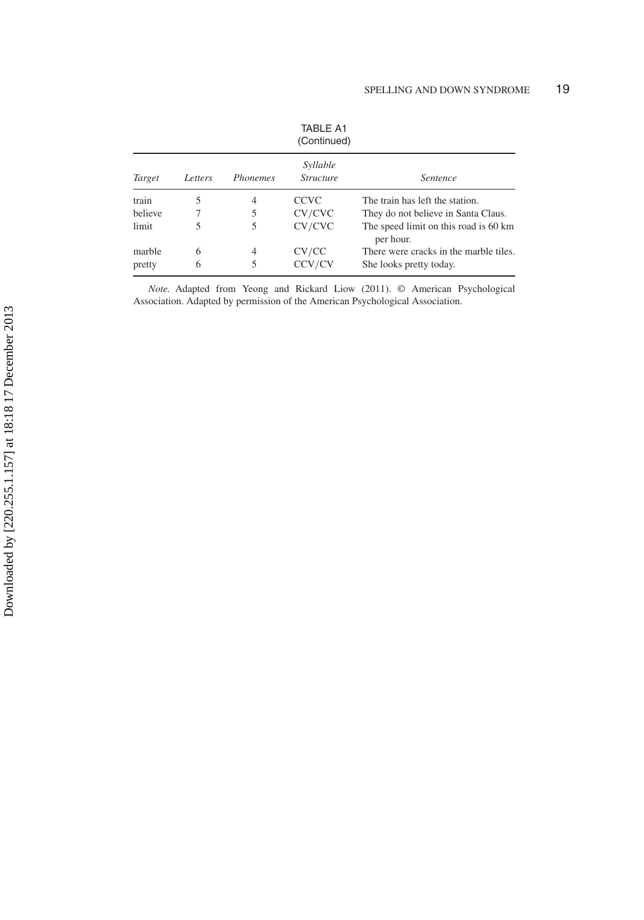TABLE A1
(Continued)

| *Target* | *Letters* | *Phonemes* | *Syllable Structure* | *Sentence* |
|---|---|---|---|---|
| train | 5 | 4 | CCVC | The train has left the station. |
| believe | 7 | 5 | CV/CVC | They do not believe in Santa Claus. |
| limit | 5 | 5 | CV/CVC | The speed limit on this road is 60 km per hour. |
| marble | 6 | 4 | CV/CC | There were cracks in the marble tiles. |
| pretty | 6 | 5 | CCV/CV | She looks pretty today. |

*Note.* Adapted from Yeong and Rickard Liow (2011). © American Psychological Association. Adapted by permission of the American Psychological Association.